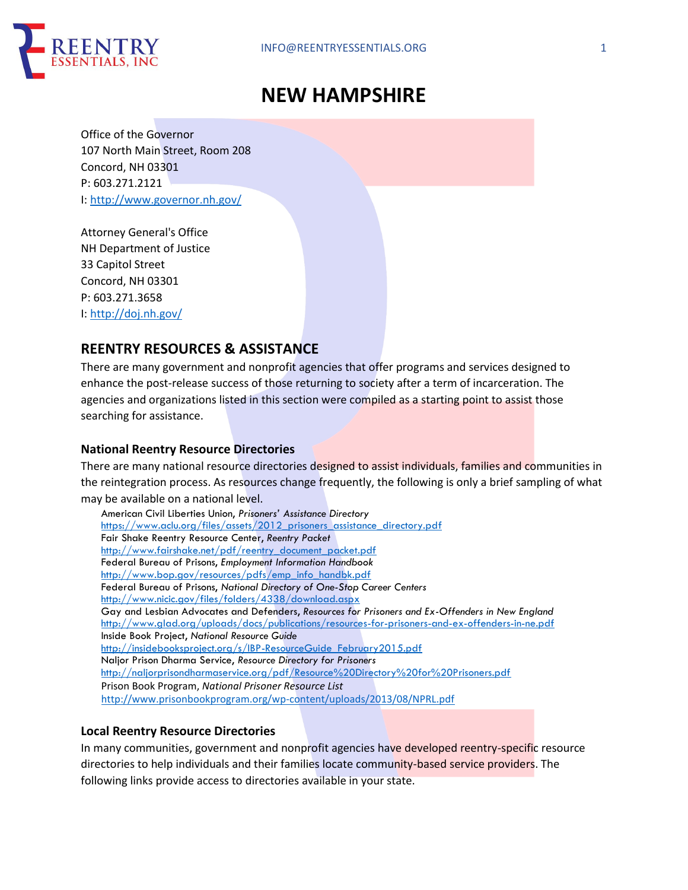# NEW HAMPSHIRE

Office of the Governor
107 North Main Street, Room 208
Concord, NH 03301
P: 603.271.2121
I: http://www.governor.nh.gov/

Attorney General's Office
NH Department of Justice
33 Capitol Street
Concord, NH 03301
P: 603.271.3658
I: http://doj.nh.gov/

## REENTRY RESOURCES & ASSISTANCE

There are many government and nonprofit agencies that offer programs and services designed to enhance the post-release success of those returning to society after a term of incarceration. The agencies and organizations listed in this section were compiled as a starting point to assist those searching for assistance.

### National Reentry Resource Directories

There are many national resource directories designed to assist individuals, families and communities in the reintegration process. As resources change frequently, the following is only a brief sampling of what may be available on a national level.

American Civil Liberties Union, *Prisoners' Assistance Directory*
https://www.aclu.org/files/assets/2012_prisoners_assistance_directory.pdf
Fair Shake Reentry Resource Center, *Reentry Packet*
http://www.fairshake.net/pdf/reentry_document_packet.pdf
Federal Bureau of Prisons, *Employment Information Handbook*
http://www.bop.gov/resources/pdfs/emp_info_handbk.pdf
Federal Bureau of Prisons, *National Directory of One-Stop Career Centers*
http://www.nicic.gov/files/folders/4338/download.aspx
Gay and Lesbian Advocates and Defenders, *Resources for Prisoners and Ex-Offenders in New England*
http://www.glad.org/uploads/docs/publications/resources-for-prisoners-and-ex-offenders-in-ne.pdf
Inside Book Project, *National Resource Guide*
http://insidebooksproject.org/s/IBP-ResourceGuide_February2015.pdf
Naljor Prison Dharma Service, *Resource Directory for Prisoners*
http://naljorprisondharmaservice.org/pdf/Resource%20Directory%20for%20Prisoners.pdf
Prison Book Program, *National Prisoner Resource List*
http://www.prisonbookprogram.org/wp-content/uploads/2013/08/NPRL.pdf

### Local Reentry Resource Directories

In many communities, government and nonprofit agencies have developed reentry-specific resource directories to help individuals and their families locate community-based service providers. The following links provide access to directories available in your state.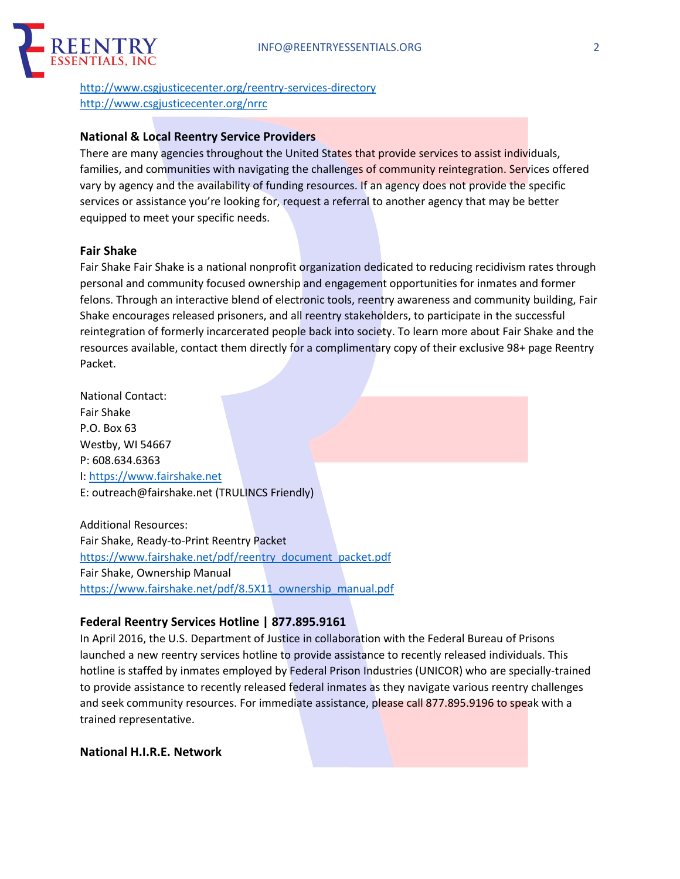http://www.csgjusticecenter.org/reentry-services-directory
http://www.csgjusticecenter.org/nrrc

**National & Local Reentry Service Providers**

There are many agencies throughout the United States that provide services to assist individuals, families, and communities with navigating the challenges of community reintegration. Services offered vary by agency and the availability of funding resources. If an agency does not provide the specific services or assistance you're looking for, request a referral to another agency that may be better equipped to meet your specific needs.

**Fair Shake**

Fair Shake Fair Shake is a national nonprofit organization dedicated to reducing recidivism rates through personal and community focused ownership and engagement opportunities for inmates and former felons. Through an interactive blend of electronic tools, reentry awareness and community building, Fair Shake encourages released prisoners, and all reentry stakeholders, to participate in the successful reintegration of formerly incarcerated people back into society. To learn more about Fair Shake and the resources available, contact them directly for a complimentary copy of their exclusive 98+ page Reentry Packet.

National Contact:
Fair Shake
P.O. Box 63
Westby, WI 54667
P: 608.634.6363
I: https://www.fairshake.net
E: outreach@fairshake.net (TRULINCS Friendly)

Additional Resources:
Fair Shake, Ready-to-Print Reentry Packet
https://www.fairshake.net/pdf/reentry_document_packet.pdf
Fair Shake, Ownership Manual
https://www.fairshake.net/pdf/8.5X11_ownership_manual.pdf

**Federal Reentry Services Hotline | 877.895.9161**

In April 2016, the U.S. Department of Justice in collaboration with the Federal Bureau of Prisons launched a new reentry services hotline to provide assistance to recently released individuals. This hotline is staffed by inmates employed by Federal Prison Industries (UNICOR) who are specially-trained to provide assistance to recently released federal inmates as they navigate various reentry challenges and seek community resources. For immediate assistance, please call 877.895.9196 to speak with a trained representative.

**National H.I.R.E. Network**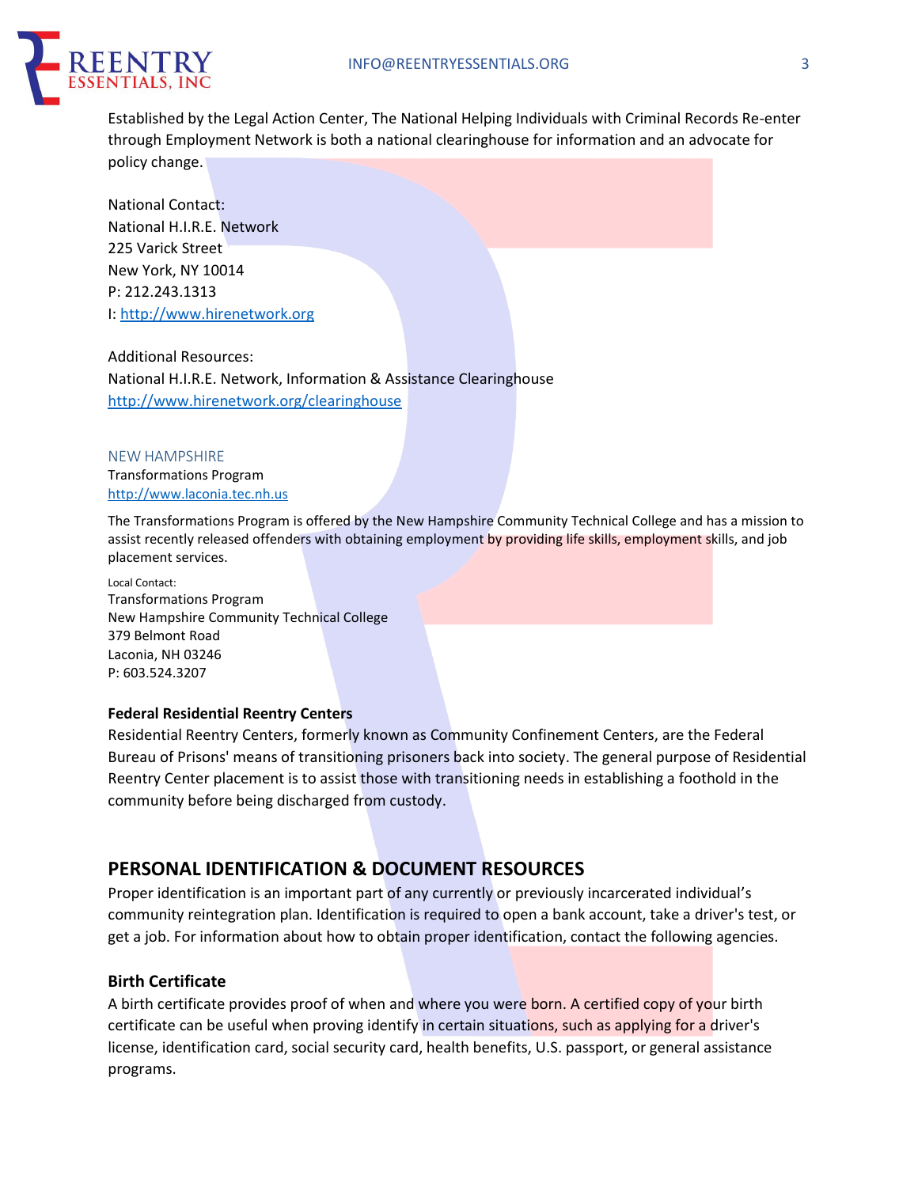Established by the Legal Action Center, The National Helping Individuals with Criminal Records Re-enter through Employment Network is both a national clearinghouse for information and an advocate for policy change.

National Contact:
National H.I.R.E. Network
225 Varick Street
New York, NY 10014
P: 212.243.1313
I: http://www.hirenetwork.org

Additional Resources:
National H.I.R.E. Network, Information & Assistance Clearinghouse
http://www.hirenetwork.org/clearinghouse

NEW HAMPSHIRE
Transformations Program
http://www.laconia.tec.nh.us

The Transformations Program is offered by the New Hampshire Community Technical College and has a mission to assist recently released offenders with obtaining employment by providing life skills, employment skills, and job placement services.

Local Contact:
Transformations Program
New Hampshire Community Technical College
379 Belmont Road
Laconia, NH 03246
P: 603.524.3207

**Federal Residential Reentry Centers**
Residential Reentry Centers, formerly known as Community Confinement Centers, are the Federal Bureau of Prisons' means of transitioning prisoners back into society. The general purpose of Residential Reentry Center placement is to assist those with transitioning needs in establishing a foothold in the community before being discharged from custody.

## PERSONAL IDENTIFICATION & DOCUMENT RESOURCES

Proper identification is an important part of any currently or previously incarcerated individual's community reintegration plan. Identification is required to open a bank account, take a driver's test, or get a job. For information about how to obtain proper identification, contact the following agencies.

**Birth Certificate**
A birth certificate provides proof of when and where you were born. A certified copy of your birth certificate can be useful when proving identify in certain situations, such as applying for a driver's license, identification card, social security card, health benefits, U.S. passport, or general assistance programs.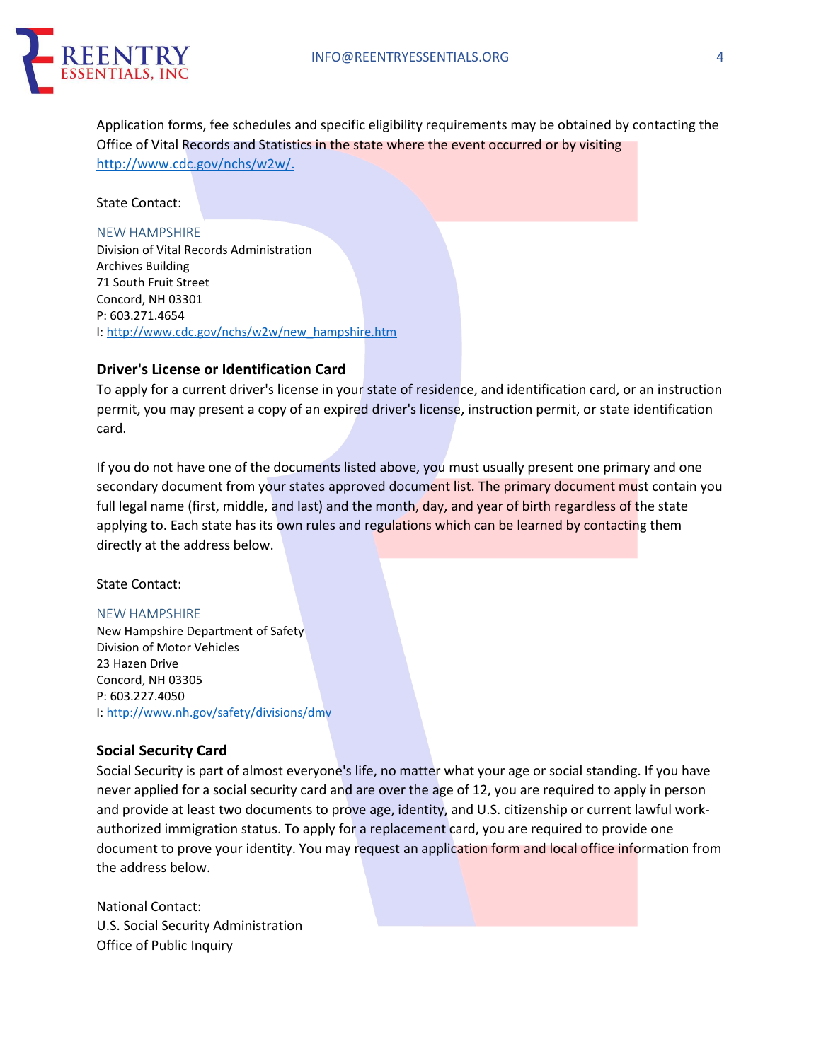Application forms, fee schedules and specific eligibility requirements may be obtained by contacting the Office of Vital Records and Statistics in the state where the event occurred or by visiting http://www.cdc.gov/nchs/w2w/.

State Contact:

NEW HAMPSHIRE
Division of Vital Records Administration
Archives Building
71 South Fruit Street
Concord, NH 03301
P: 603.271.4654
I: http://www.cdc.gov/nchs/w2w/new_hampshire.htm

### Driver's License or Identification Card

To apply for a current driver's license in your state of residence, and identification card, or an instruction permit, you may present a copy of an expired driver's license, instruction permit, or state identification card.

If you do not have one of the documents listed above, you must usually present one primary and one secondary document from your states approved document list. The primary document must contain you full legal name (first, middle, and last) and the month, day, and year of birth regardless of the state applying to. Each state has its own rules and regulations which can be learned by contacting them directly at the address below.

State Contact:

NEW HAMPSHIRE
New Hampshire Department of Safety
Division of Motor Vehicles
23 Hazen Drive
Concord, NH 03305
P: 603.227.4050
I: http://www.nh.gov/safety/divisions/dmv

### Social Security Card

Social Security is part of almost everyone's life, no matter what your age or social standing. If you have never applied for a social security card and are over the age of 12, you are required to apply in person and provide at least two documents to prove age, identity, and U.S. citizenship or current lawful work-authorized immigration status. To apply for a replacement card, you are required to provide one document to prove your identity. You may request an application form and local office information from the address below.

National Contact:
U.S. Social Security Administration
Office of Public Inquiry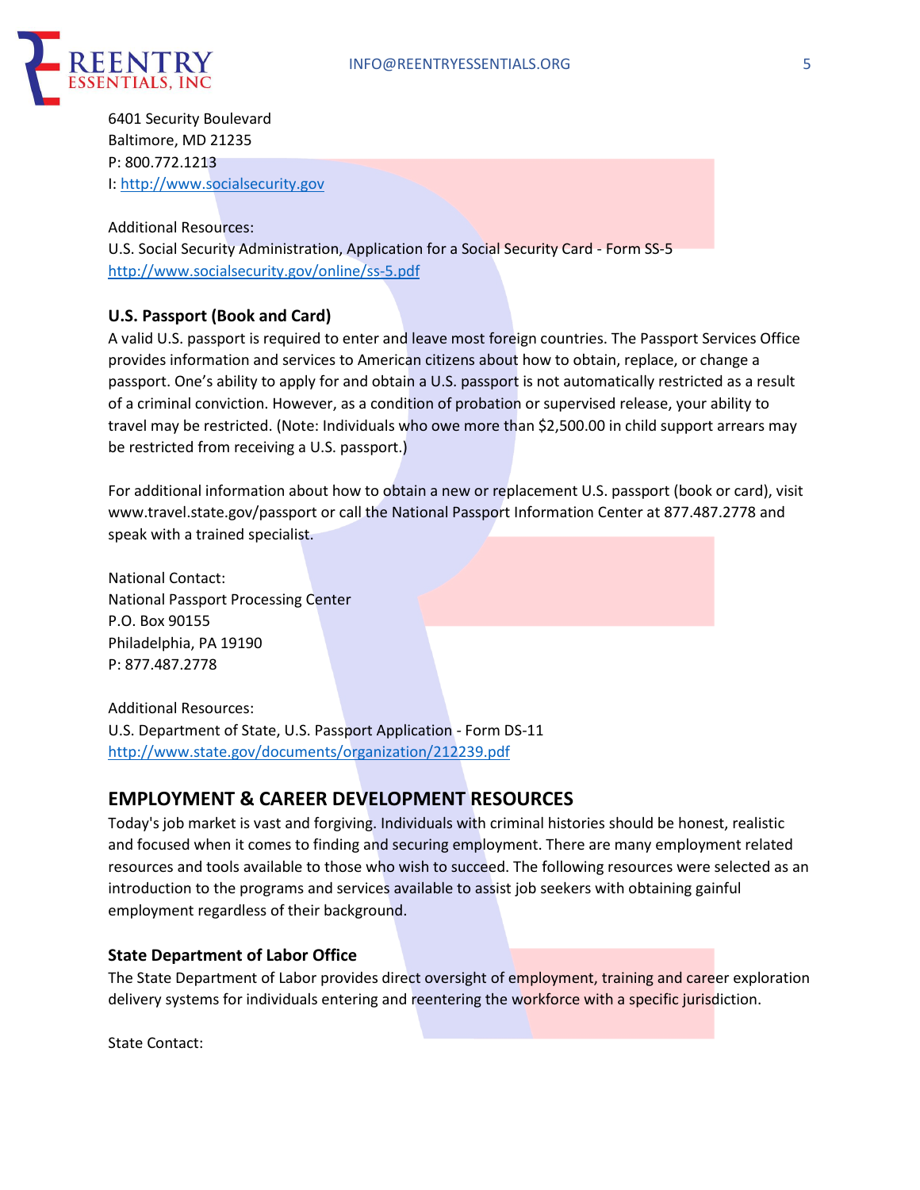6401 Security Boulevard
Baltimore, MD 21235
P: 800.772.1213
I: http://www.socialsecurity.gov

Additional Resources:
U.S. Social Security Administration, Application for a Social Security Card - Form SS-5
http://www.socialsecurity.gov/online/ss-5.pdf

### U.S. Passport (Book and Card)

A valid U.S. passport is required to enter and leave most foreign countries. The Passport Services Office provides information and services to American citizens about how to obtain, replace, or change a passport. One's ability to apply for and obtain a U.S. passport is not automatically restricted as a result of a criminal conviction. However, as a condition of probation or supervised release, your ability to travel may be restricted. (Note: Individuals who owe more than $2,500.00 in child support arrears may be restricted from receiving a U.S. passport.)

For additional information about how to obtain a new or replacement U.S. passport (book or card), visit www.travel.state.gov/passport or call the National Passport Information Center at 877.487.2778 and speak with a trained specialist.

National Contact:
National Passport Processing Center
P.O. Box 90155
Philadelphia, PA 19190
P: 877.487.2778

Additional Resources:
U.S. Department of State, U.S. Passport Application - Form DS-11
http://www.state.gov/documents/organization/212239.pdf

## EMPLOYMENT & CAREER DEVELOPMENT RESOURCES

Today's job market is vast and forgiving. Individuals with criminal histories should be honest, realistic and focused when it comes to finding and securing employment. There are many employment related resources and tools available to those who wish to succeed. The following resources were selected as an introduction to the programs and services available to assist job seekers with obtaining gainful employment regardless of their background.

### State Department of Labor Office

The State Department of Labor provides direct oversight of employment, training and career exploration delivery systems for individuals entering and reentering the workforce with a specific jurisdiction.

State Contact: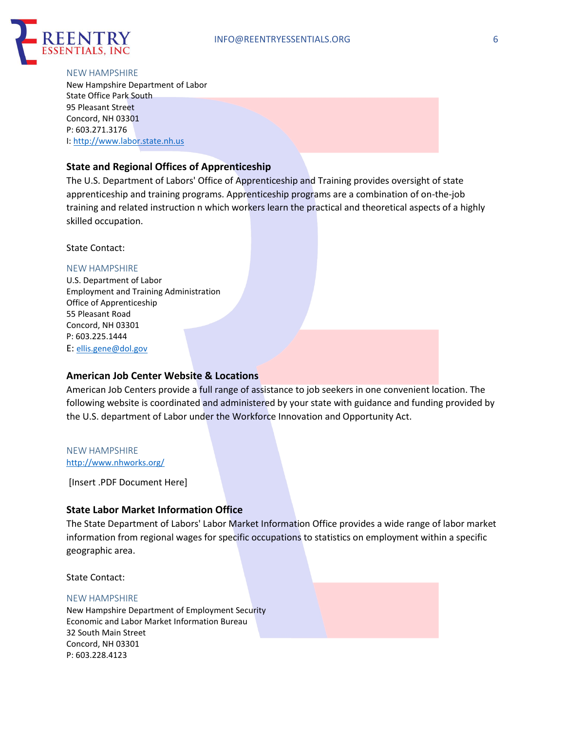NEW HAMPSHIRE
New Hampshire Department of Labor
State Office Park South
95 Pleasant Street
Concord, NH 03301
P: 603.271.3176
I: http://www.labor.state.nh.us

### State and Regional Offices of Apprenticeship

The U.S. Department of Labors' Office of Apprenticeship and Training provides oversight of state apprenticeship and training programs. Apprenticeship programs are a combination of on-the-job training and related instruction n which workers learn the practical and theoretical aspects of a highly skilled occupation.

State Contact:

NEW HAMPSHIRE
U.S. Department of Labor
Employment and Training Administration
Office of Apprenticeship
55 Pleasant Road
Concord, NH 03301
P: 603.225.1444
E: ellis.gene@dol.gov

### American Job Center Website & Locations

American Job Centers provide a full range of assistance to job seekers in one convenient location. The following website is coordinated and administered by your state with guidance and funding provided by the U.S. department of Labor under the Workforce Innovation and Opportunity Act.

NEW HAMPSHIRE
http://www.nhworks.org/

[Insert .PDF Document Here]

### State Labor Market Information Office

The State Department of Labors' Labor Market Information Office provides a wide range of labor market information from regional wages for specific occupations to statistics on employment within a specific geographic area.

State Contact:

NEW HAMPSHIRE
New Hampshire Department of Employment Security
Economic and Labor Market Information Bureau
32 South Main Street
Concord, NH 03301
P: 603.228.4123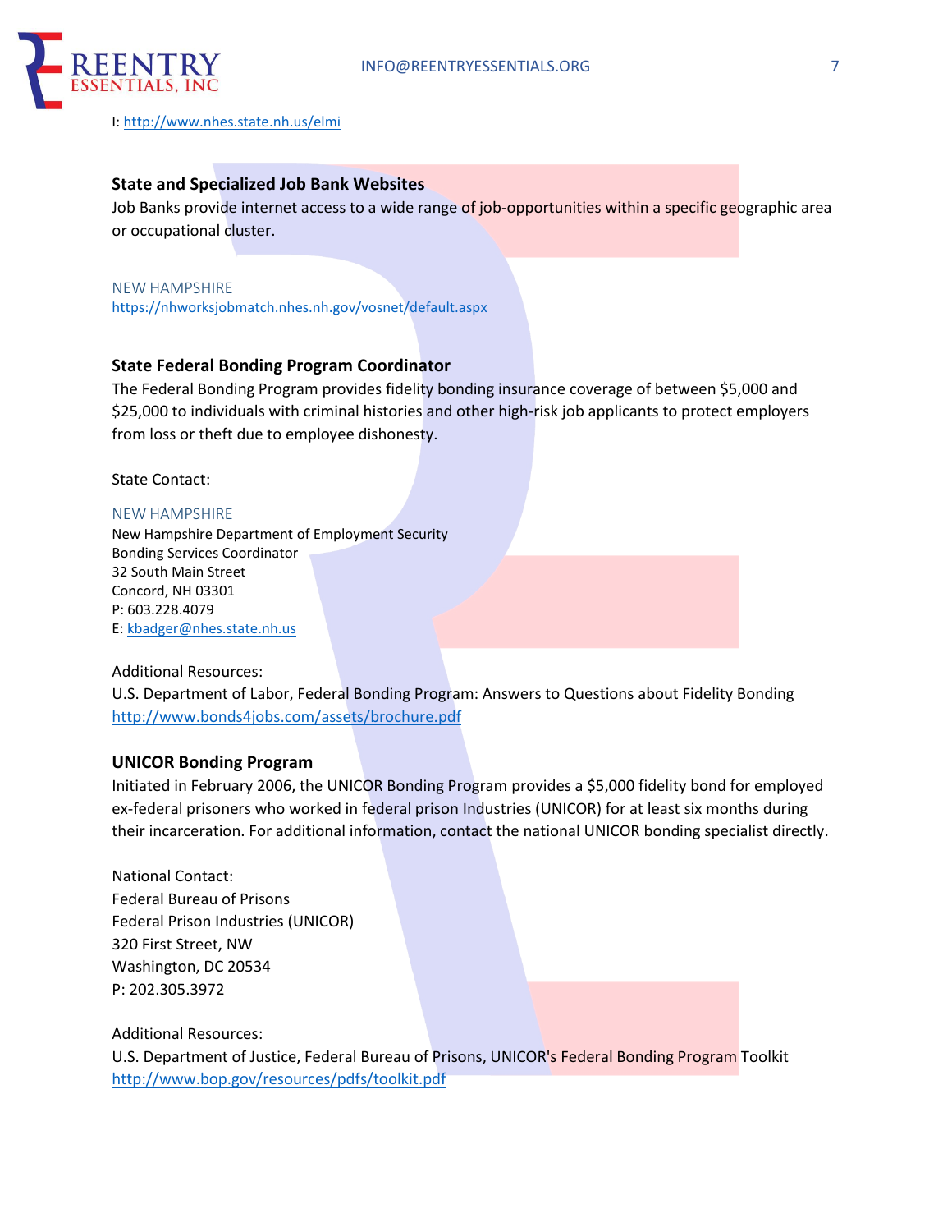I: http://www.nhes.state.nh.us/elmi

### State and Specialized Job Bank Websites

Job Banks provide internet access to a wide range of job-opportunities within a specific geographic area or occupational cluster.

NEW HAMPSHIRE
https://nhworksjobmatch.nhes.nh.gov/vosnet/default.aspx

### State Federal Bonding Program Coordinator

The Federal Bonding Program provides fidelity bonding insurance coverage of between $5,000 and $25,000 to individuals with criminal histories and other high-risk job applicants to protect employers from loss or theft due to employee dishonesty.

State Contact:

NEW HAMPSHIRE
New Hampshire Department of Employment Security
Bonding Services Coordinator
32 South Main Street
Concord, NH 03301
P: 603.228.4079
E: kbadger@nhes.state.nh.us

Additional Resources:
U.S. Department of Labor, Federal Bonding Program: Answers to Questions about Fidelity Bonding
http://www.bonds4jobs.com/assets/brochure.pdf

### UNICOR Bonding Program

Initiated in February 2006, the UNICOR Bonding Program provides a $5,000 fidelity bond for employed ex-federal prisoners who worked in federal prison Industries (UNICOR) for at least six months during their incarceration. For additional information, contact the national UNICOR bonding specialist directly.

National Contact:
Federal Bureau of Prisons
Federal Prison Industries (UNICOR)
320 First Street, NW
Washington, DC 20534
P: 202.305.3972

Additional Resources:
U.S. Department of Justice, Federal Bureau of Prisons, UNICOR's Federal Bonding Program Toolkit
http://www.bop.gov/resources/pdfs/toolkit.pdf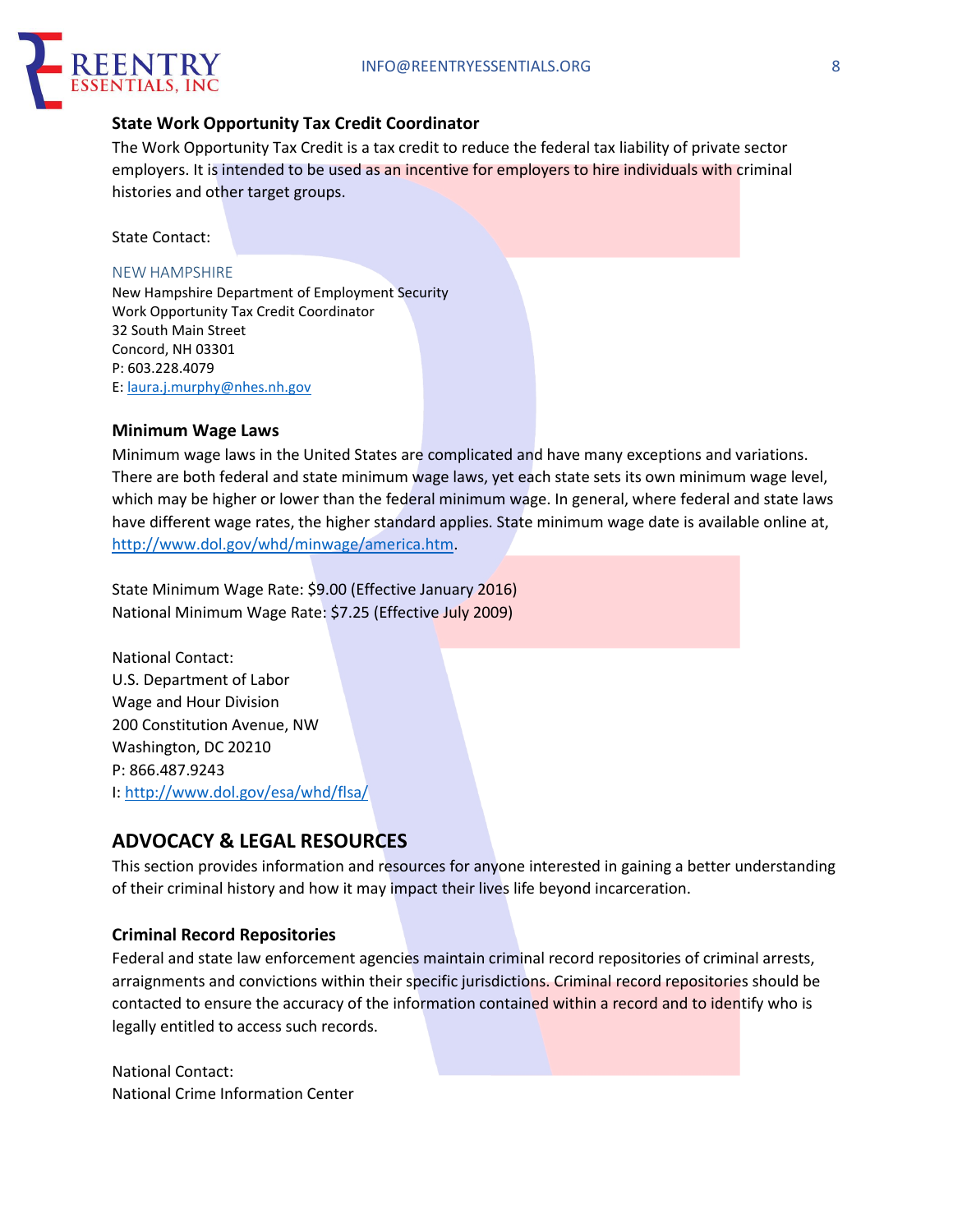### State Work Opportunity Tax Credit Coordinator

The Work Opportunity Tax Credit is a tax credit to reduce the federal tax liability of private sector employers. It is intended to be used as an incentive for employers to hire individuals with criminal histories and other target groups.

State Contact:

NEW HAMPSHIRE
New Hampshire Department of Employment Security
Work Opportunity Tax Credit Coordinator
32 South Main Street
Concord, NH 03301
P: 603.228.4079
E: laura.j.murphy@nhes.nh.gov

### Minimum Wage Laws

Minimum wage laws in the United States are complicated and have many exceptions and variations. There are both federal and state minimum wage laws, yet each state sets its own minimum wage level, which may be higher or lower than the federal minimum wage. In general, where federal and state laws have different wage rates, the higher standard applies. State minimum wage date is available online at, http://www.dol.gov/whd/minwage/america.htm.

State Minimum Wage Rate: $9.00 (Effective January 2016)
National Minimum Wage Rate: $7.25 (Effective July 2009)

National Contact:
U.S. Department of Labor
Wage and Hour Division
200 Constitution Avenue, NW
Washington, DC 20210
P: 866.487.9243
I: http://www.dol.gov/esa/whd/flsa/

## ADVOCACY & LEGAL RESOURCES

This section provides information and resources for anyone interested in gaining a better understanding of their criminal history and how it may impact their lives life beyond incarceration.

### Criminal Record Repositories

Federal and state law enforcement agencies maintain criminal record repositories of criminal arrests, arraignments and convictions within their specific jurisdictions. Criminal record repositories should be contacted to ensure the accuracy of the information contained within a record and to identify who is legally entitled to access such records.

National Contact:
National Crime Information Center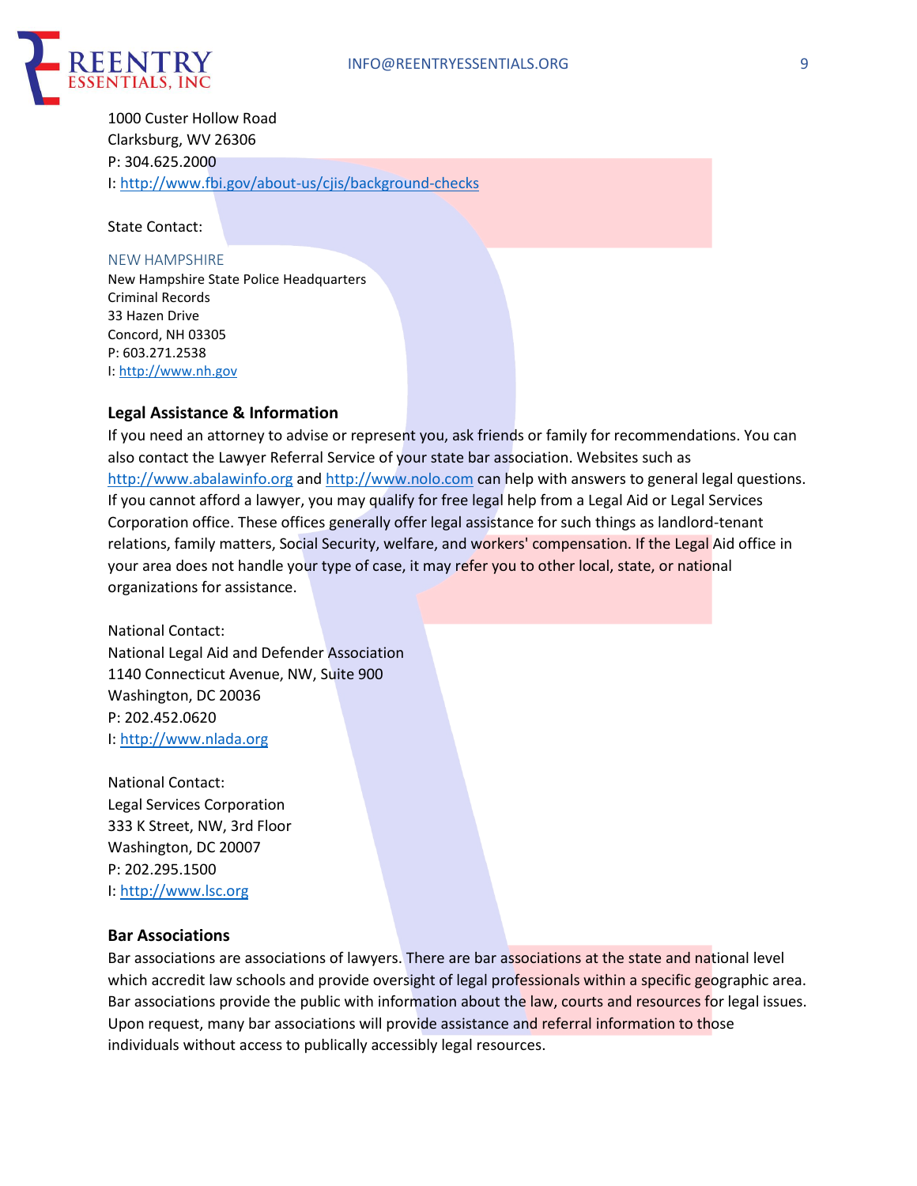1000 Custer Hollow Road
Clarksburg, WV 26306
P: 304.625.2000
I: http://www.fbi.gov/about-us/cjis/background-checks

State Contact:

NEW HAMPSHIRE
New Hampshire State Police Headquarters
Criminal Records
33 Hazen Drive
Concord, NH 03305
P: 603.271.2538
I: http://www.nh.gov

### Legal Assistance & Information

If you need an attorney to advise or represent you, ask friends or family for recommendations. You can also contact the Lawyer Referral Service of your state bar association. Websites such as http://www.abalawinfo.org and http://www.nolo.com can help with answers to general legal questions. If you cannot afford a lawyer, you may qualify for free legal help from a Legal Aid or Legal Services Corporation office. These offices generally offer legal assistance for such things as landlord-tenant relations, family matters, Social Security, welfare, and workers' compensation. If the Legal Aid office in your area does not handle your type of case, it may refer you to other local, state, or national organizations for assistance.

National Contact:
National Legal Aid and Defender Association
1140 Connecticut Avenue, NW, Suite 900
Washington, DC 20036
P: 202.452.0620
I: http://www.nlada.org

National Contact:
Legal Services Corporation
333 K Street, NW, 3rd Floor
Washington, DC 20007
P: 202.295.1500
I: http://www.lsc.org

### Bar Associations

Bar associations are associations of lawyers. There are bar associations at the state and national level which accredit law schools and provide oversight of legal professionals within a specific geographic area. Bar associations provide the public with information about the law, courts and resources for legal issues. Upon request, many bar associations will provide assistance and referral information to those individuals without access to publically accessibly legal resources.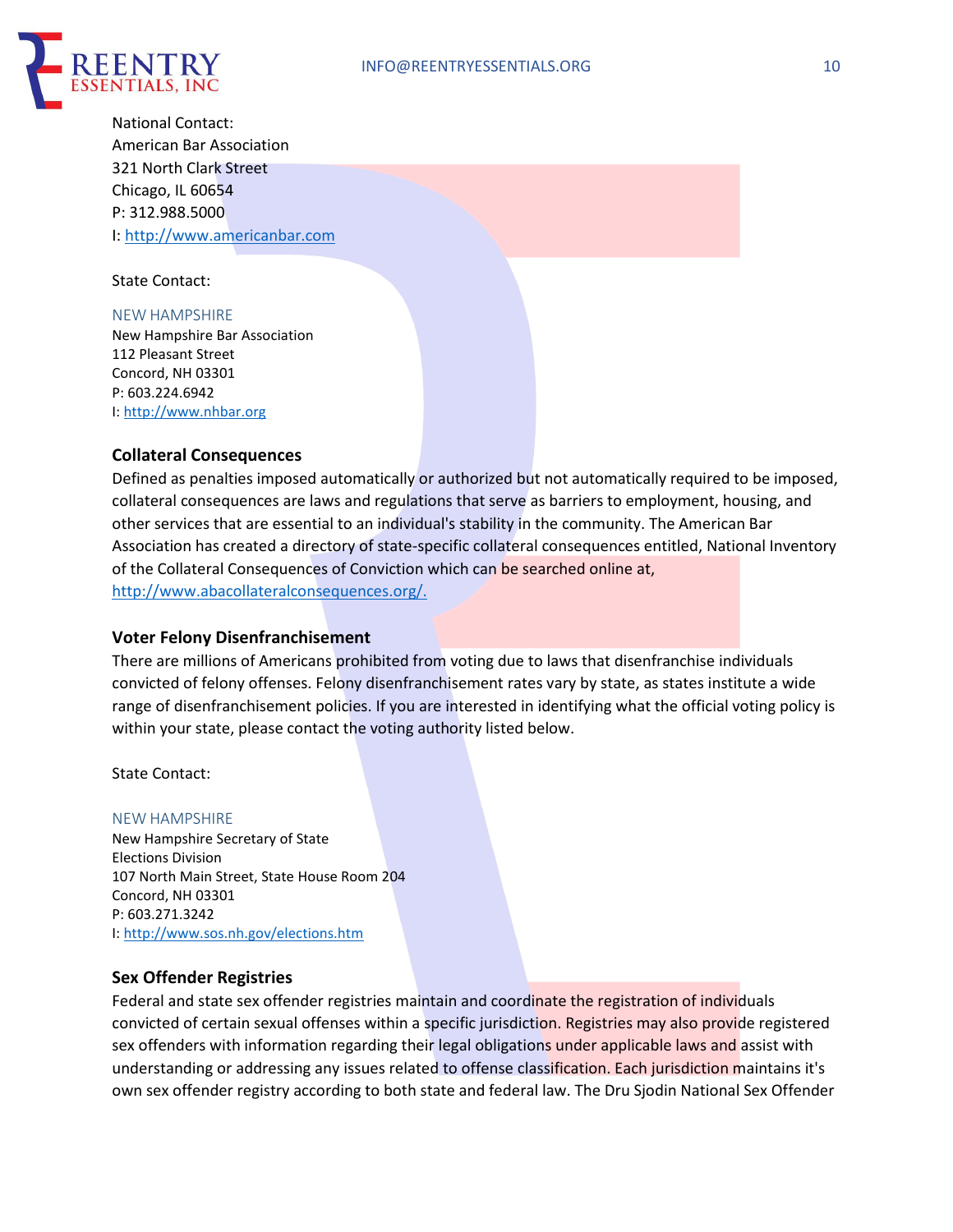National Contact:
American Bar Association
321 North Clark Street
Chicago, IL 60654
P: 312.988.5000
I: http://www.americanbar.com

State Contact:

NEW HAMPSHIRE
New Hampshire Bar Association
112 Pleasant Street
Concord, NH 03301
P: 603.224.6942
I: http://www.nhbar.org

### Collateral Consequences

Defined as penalties imposed automatically or authorized but not automatically required to be imposed, collateral consequences are laws and regulations that serve as barriers to employment, housing, and other services that are essential to an individual's stability in the community. The American Bar Association has created a directory of state-specific collateral consequences entitled, National Inventory of the Collateral Consequences of Conviction which can be searched online at, http://www.abacollateralconsequences.org/.

### Voter Felony Disenfranchisement

There are millions of Americans prohibited from voting due to laws that disenfranchise individuals convicted of felony offenses. Felony disenfranchisement rates vary by state, as states institute a wide range of disenfranchisement policies. If you are interested in identifying what the official voting policy is within your state, please contact the voting authority listed below.

State Contact:

NEW HAMPSHIRE
New Hampshire Secretary of State
Elections Division
107 North Main Street, State House Room 204
Concord, NH 03301
P: 603.271.3242
I: http://www.sos.nh.gov/elections.htm

### Sex Offender Registries

Federal and state sex offender registries maintain and coordinate the registration of individuals convicted of certain sexual offenses within a specific jurisdiction. Registries may also provide registered sex offenders with information regarding their legal obligations under applicable laws and assist with understanding or addressing any issues related to offense classification. Each jurisdiction maintains it's own sex offender registry according to both state and federal law. The Dru Sjodin National Sex Offender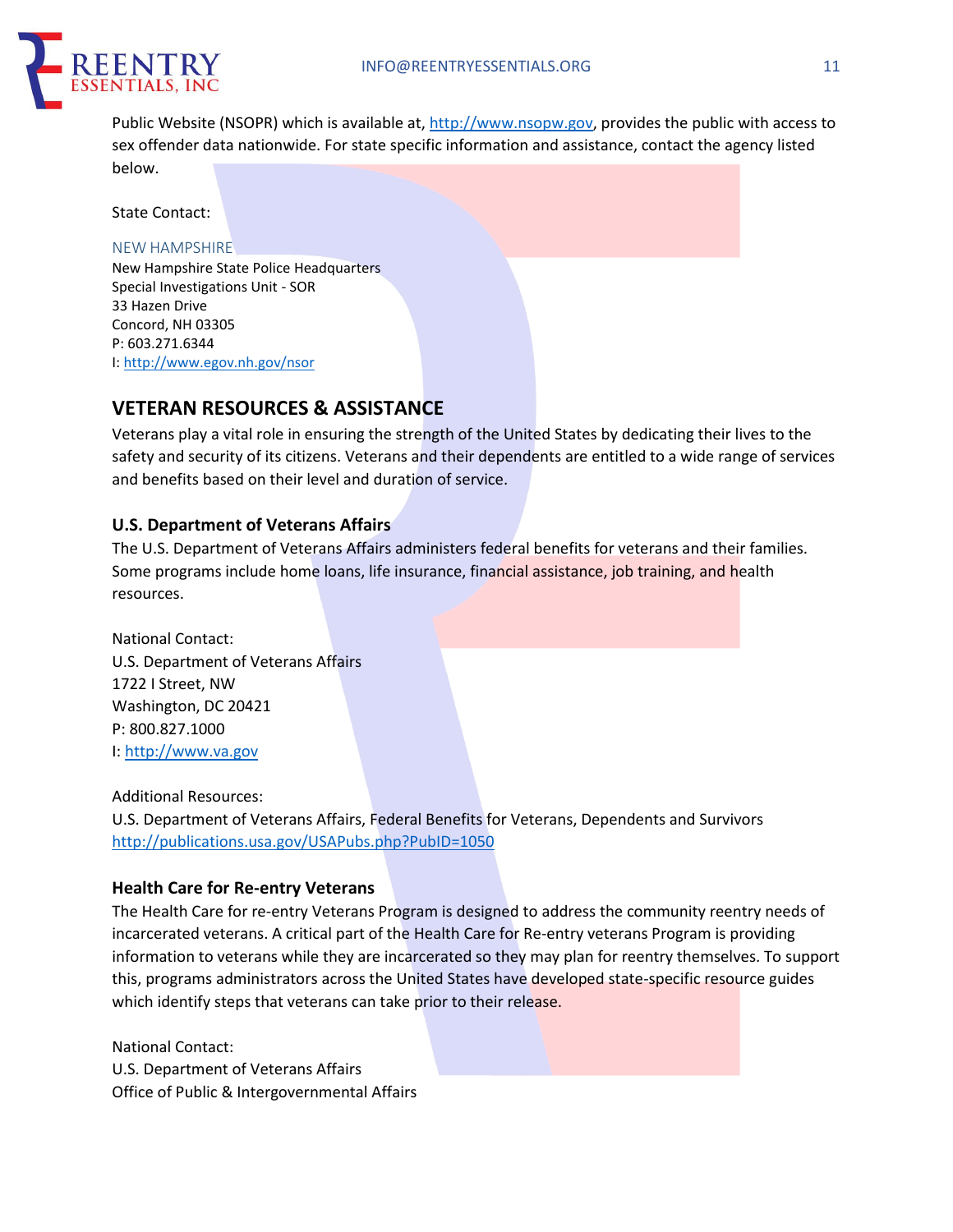Public Website (NSOPR) which is available at, http://www.nsopw.gov, provides the public with access to sex offender data nationwide. For state specific information and assistance, contact the agency listed below.

State Contact:

NEW HAMPSHIRE
New Hampshire State Police Headquarters
Special Investigations Unit - SOR
33 Hazen Drive
Concord, NH 03305
P: 603.271.6344
I: http://www.egov.nh.gov/nsor

## VETERAN RESOURCES & ASSISTANCE

Veterans play a vital role in ensuring the strength of the United States by dedicating their lives to the safety and security of its citizens. Veterans and their dependents are entitled to a wide range of services and benefits based on their level and duration of service.

### U.S. Department of Veterans Affairs

The U.S. Department of Veterans Affairs administers federal benefits for veterans and their families. Some programs include home loans, life insurance, financial assistance, job training, and health resources.

National Contact:
U.S. Department of Veterans Affairs
1722 I Street, NW
Washington, DC 20421
P: 800.827.1000
I: http://www.va.gov

Additional Resources:
U.S. Department of Veterans Affairs, Federal Benefits for Veterans, Dependents and Survivors
http://publications.usa.gov/USAPubs.php?PubID=1050

### Health Care for Re-entry Veterans

The Health Care for re-entry Veterans Program is designed to address the community reentry needs of incarcerated veterans. A critical part of the Health Care for Re-entry veterans Program is providing information to veterans while they are incarcerated so they may plan for reentry themselves. To support this, programs administrators across the United States have developed state-specific resource guides which identify steps that veterans can take prior to their release.

National Contact:
U.S. Department of Veterans Affairs
Office of Public & Intergovernmental Affairs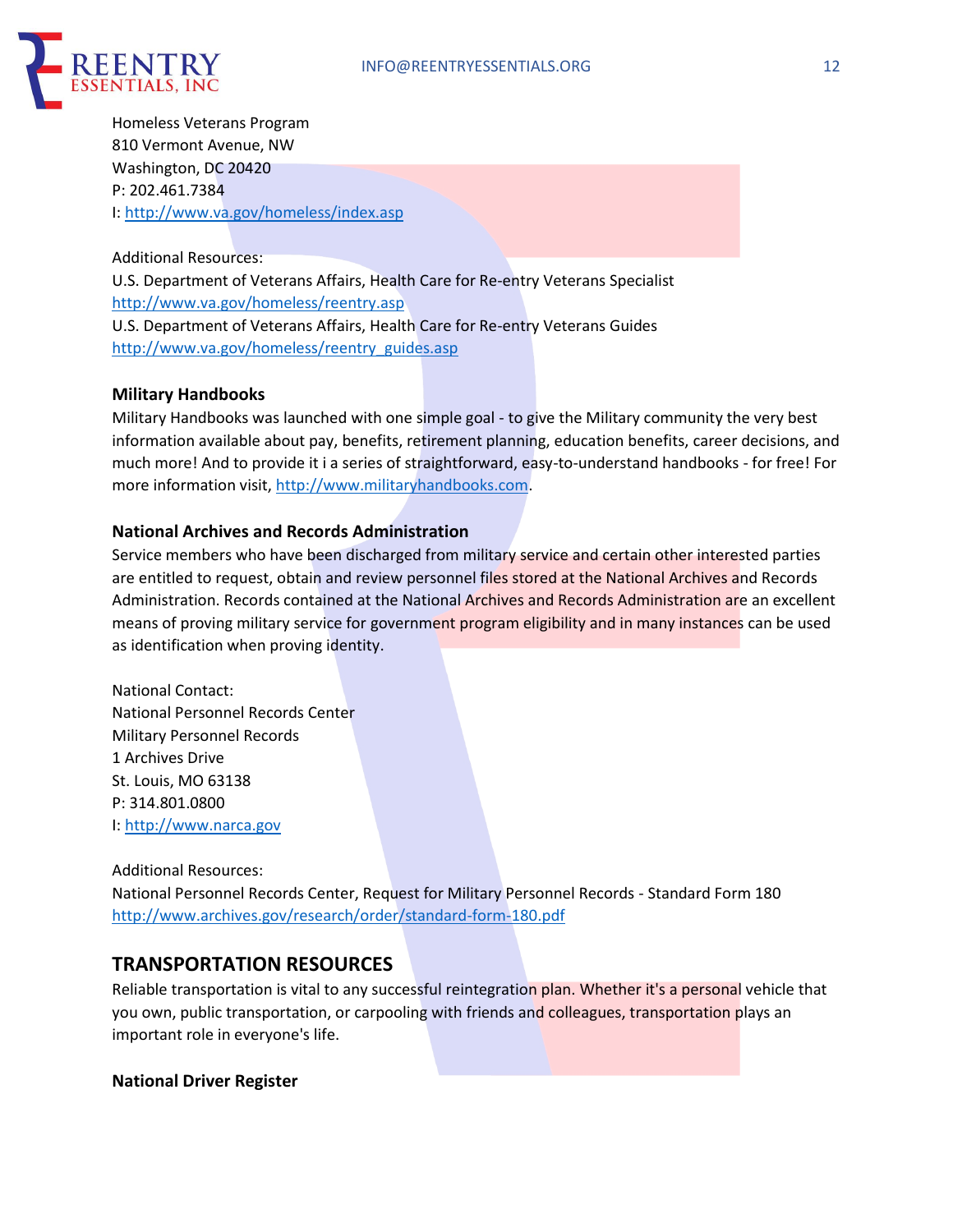Homeless Veterans Program
810 Vermont Avenue, NW
Washington, DC 20420
P: 202.461.7384
I: http://www.va.gov/homeless/index.asp

Additional Resources:
U.S. Department of Veterans Affairs, Health Care for Re-entry Veterans Specialist
http://www.va.gov/homeless/reentry.asp
U.S. Department of Veterans Affairs, Health Care for Re-entry Veterans Guides
http://www.va.gov/homeless/reentry_guides.asp

**Military Handbooks**

Military Handbooks was launched with one simple goal - to give the Military community the very best information available about pay, benefits, retirement planning, education benefits, career decisions, and much more! And to provide it i a series of straightforward, easy-to-understand handbooks - for free! For more information visit, http://www.militaryhandbooks.com.

**National Archives and Records Administration**

Service members who have been discharged from military service and certain other interested parties are entitled to request, obtain and review personnel files stored at the National Archives and Records Administration. Records contained at the National Archives and Records Administration are an excellent means of proving military service for government program eligibility and in many instances can be used as identification when proving identity.

National Contact:
National Personnel Records Center
Military Personnel Records
1 Archives Drive
St. Louis, MO 63138
P: 314.801.0800
I: http://www.narca.gov

Additional Resources:
National Personnel Records Center, Request for Military Personnel Records - Standard Form 180
http://www.archives.gov/research/order/standard-form-180.pdf

## TRANSPORTATION RESOURCES

Reliable transportation is vital to any successful reintegration plan. Whether it's a personal vehicle that you own, public transportation, or carpooling with friends and colleagues, transportation plays an important role in everyone's life.

**National Driver Register**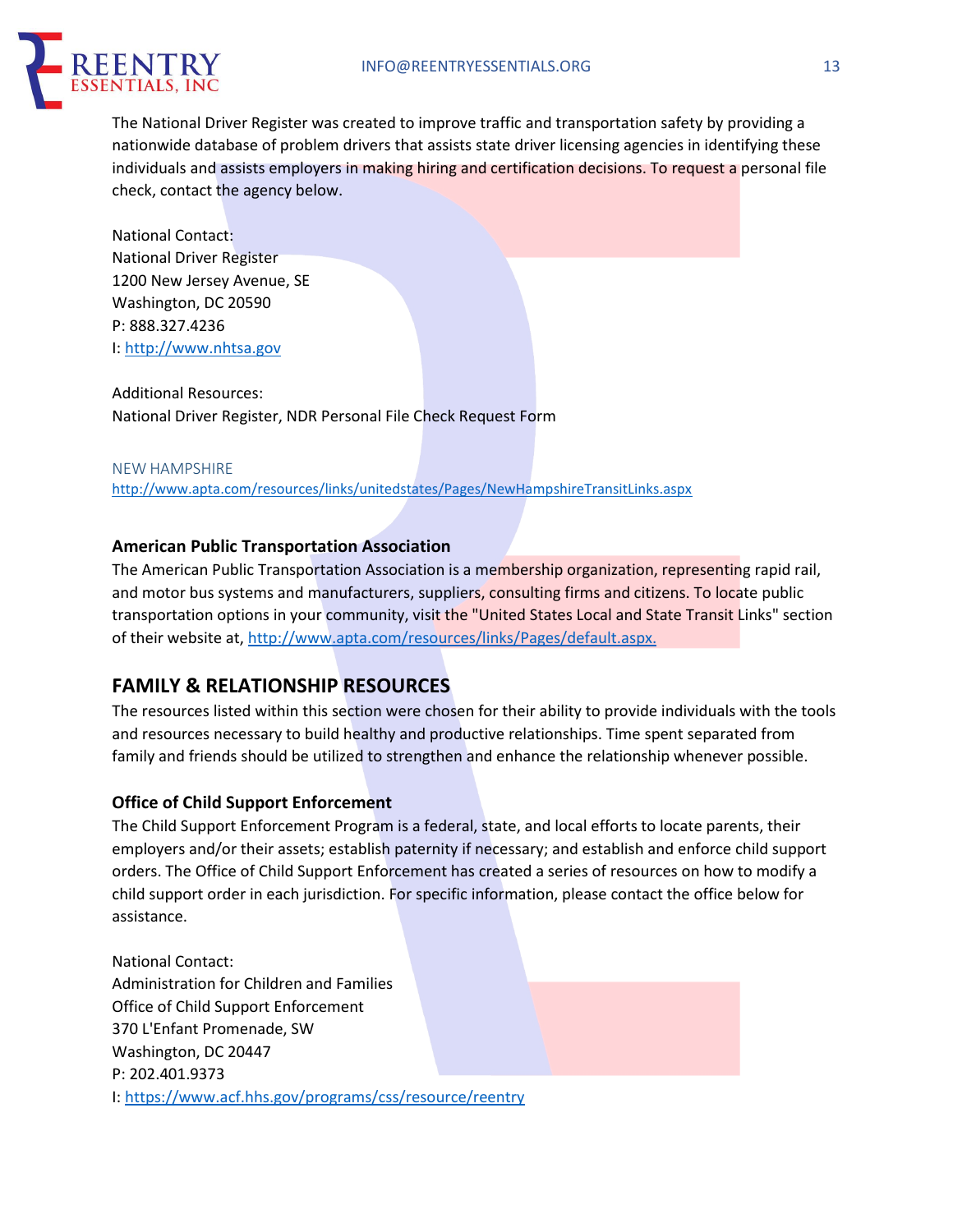The National Driver Register was created to improve traffic and transportation safety by providing a nationwide database of problem drivers that assists state driver licensing agencies in identifying these individuals and assists employers in making hiring and certification decisions. To request a personal file check, contact the agency below.

National Contact:
National Driver Register
1200 New Jersey Avenue, SE
Washington, DC 20590
P: 888.327.4236
I: http://www.nhtsa.gov

Additional Resources:
National Driver Register, NDR Personal File Check Request Form

NEW HAMPSHIRE
http://www.apta.com/resources/links/unitedstates/Pages/NewHampshireTransitLinks.aspx

### American Public Transportation Association

The American Public Transportation Association is a membership organization, representing rapid rail, and motor bus systems and manufacturers, suppliers, consulting firms and citizens. To locate public transportation options in your community, visit the "United States Local and State Transit Links" section of their website at, http://www.apta.com/resources/links/Pages/default.aspx.

## FAMILY & RELATIONSHIP RESOURCES

The resources listed within this section were chosen for their ability to provide individuals with the tools and resources necessary to build healthy and productive relationships. Time spent separated from family and friends should be utilized to strengthen and enhance the relationship whenever possible.

### Office of Child Support Enforcement

The Child Support Enforcement Program is a federal, state, and local efforts to locate parents, their employers and/or their assets; establish paternity if necessary; and establish and enforce child support orders. The Office of Child Support Enforcement has created a series of resources on how to modify a child support order in each jurisdiction. For specific information, please contact the office below for assistance.

National Contact:
Administration for Children and Families
Office of Child Support Enforcement
370 L'Enfant Promenade, SW
Washington, DC 20447
P: 202.401.9373
I: https://www.acf.hhs.gov/programs/css/resource/reentry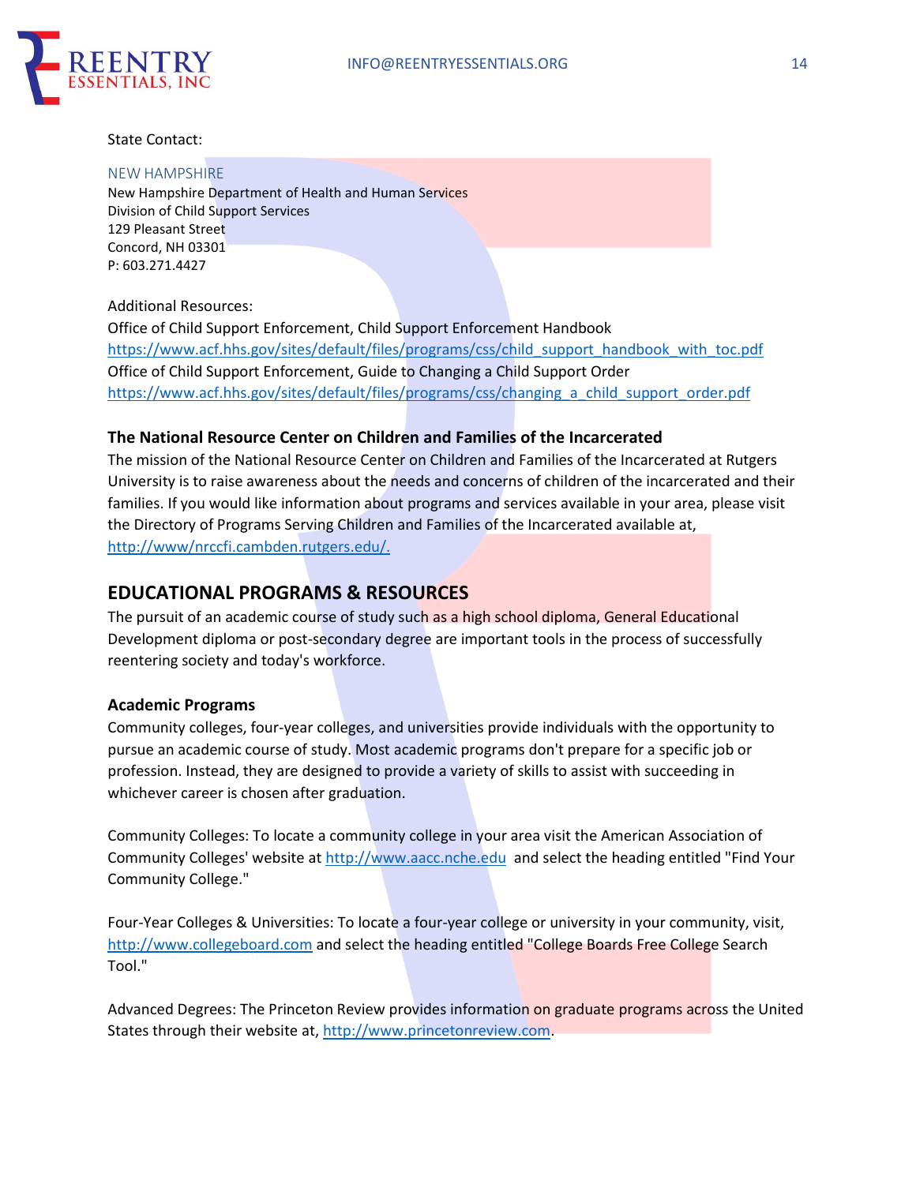State Contact:

NEW HAMPSHIRE
New Hampshire Department of Health and Human Services
Division of Child Support Services
129 Pleasant Street
Concord, NH 03301
P: 603.271.4427

Additional Resources:
Office of Child Support Enforcement, Child Support Enforcement Handbook
https://www.acf.hhs.gov/sites/default/files/programs/css/child_support_handbook_with_toc.pdf
Office of Child Support Enforcement, Guide to Changing a Child Support Order
https://www.acf.hhs.gov/sites/default/files/programs/css/changing_a_child_support_order.pdf

### The National Resource Center on Children and Families of the Incarcerated

The mission of the National Resource Center on Children and Families of the Incarcerated at Rutgers University is to raise awareness about the needs and concerns of children of the incarcerated and their families. If you would like information about programs and services available in your area, please visit the Directory of Programs Serving Children and Families of the Incarcerated available at, http://www/nrccfi.cambden.rutgers.edu/.

## EDUCATIONAL PROGRAMS & RESOURCES

The pursuit of an academic course of study such as a high school diploma, General Educational Development diploma or post-secondary degree are important tools in the process of successfully reentering society and today's workforce.

### Academic Programs

Community colleges, four-year colleges, and universities provide individuals with the opportunity to pursue an academic course of study. Most academic programs don't prepare for a specific job or profession. Instead, they are designed to provide a variety of skills to assist with succeeding in whichever career is chosen after graduation.

Community Colleges: To locate a community college in your area visit the American Association of Community Colleges' website at http://www.aacc.nche.edu and select the heading entitled "Find Your Community College."

Four-Year Colleges & Universities: To locate a four-year college or university in your community, visit, http://www.collegeboard.com and select the heading entitled "College Boards Free College Search Tool."

Advanced Degrees: The Princeton Review provides information on graduate programs across the United States through their website at, http://www.princetonreview.com.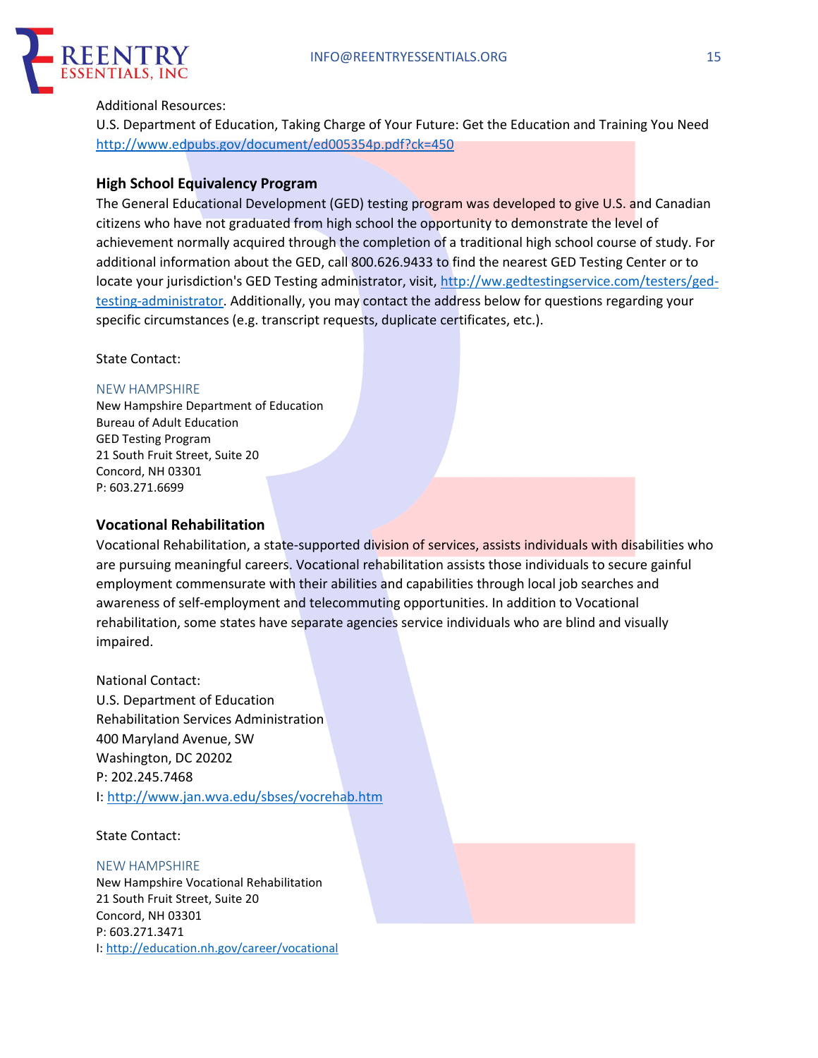Additional Resources:
U.S. Department of Education, Taking Charge of Your Future: Get the Education and Training You Need
http://www.edpubs.gov/document/ed005354p.pdf?ck=450

### High School Equivalency Program

The General Educational Development (GED) testing program was developed to give U.S. and Canadian citizens who have not graduated from high school the opportunity to demonstrate the level of achievement normally acquired through the completion of a traditional high school course of study. For additional information about the GED, call 800.626.9433 to find the nearest GED Testing Center or to locate your jurisdiction's GED Testing administrator, visit, http://ww.gedtestingservice.com/testers/ged-testing-administrator. Additionally, you may contact the address below for questions regarding your specific circumstances (e.g. transcript requests, duplicate certificates, etc.).

State Contact:

NEW HAMPSHIRE
New Hampshire Department of Education
Bureau of Adult Education
GED Testing Program
21 South Fruit Street, Suite 20
Concord, NH 03301
P: 603.271.6699

### Vocational Rehabilitation

Vocational Rehabilitation, a state-supported division of services, assists individuals with disabilities who are pursuing meaningful careers. Vocational rehabilitation assists those individuals to secure gainful employment commensurate with their abilities and capabilities through local job searches and awareness of self-employment and telecommuting opportunities. In addition to Vocational rehabilitation, some states have separate agencies service individuals who are blind and visually impaired.

National Contact:
U.S. Department of Education
Rehabilitation Services Administration
400 Maryland Avenue, SW
Washington, DC 20202
P: 202.245.7468
I: http://www.jan.wva.edu/sbses/vocrehab.htm

State Contact:

NEW HAMPSHIRE
New Hampshire Vocational Rehabilitation
21 South Fruit Street, Suite 20
Concord, NH 03301
P: 603.271.3471
I: http://education.nh.gov/career/vocational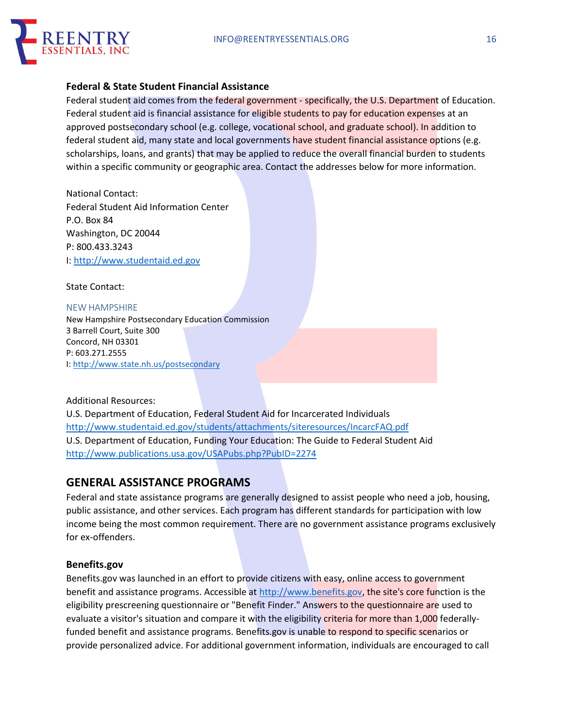### Federal & State Student Financial Assistance

Federal student aid comes from the federal government - specifically, the U.S. Department of Education. Federal student aid is financial assistance for eligible students to pay for education expenses at an approved postsecondary school (e.g. college, vocational school, and graduate school). In addition to federal student aid, many state and local governments have student financial assistance options (e.g. scholarships, loans, and grants) that may be applied to reduce the overall financial burden to students within a specific community or geographic area. Contact the addresses below for more information.

National Contact:
Federal Student Aid Information Center
P.O. Box 84
Washington, DC 20044
P: 800.433.3243
I: http://www.studentaid.ed.gov

State Contact:

NEW HAMPSHIRE
New Hampshire Postsecondary Education Commission
3 Barrell Court, Suite 300
Concord, NH 03301
P: 603.271.2555
I: http://www.state.nh.us/postsecondary

Additional Resources:
U.S. Department of Education, Federal Student Aid for Incarcerated Individuals
http://www.studentaid.ed.gov/students/attachments/siteresources/IncarcFAQ.pdf
U.S. Department of Education, Funding Your Education: The Guide to Federal Student Aid
http://www.publications.usa.gov/USAPubs.php?PubID=2274

## GENERAL ASSISTANCE PROGRAMS

Federal and state assistance programs are generally designed to assist people who need a job, housing, public assistance, and other services. Each program has different standards for participation with low income being the most common requirement. There are no government assistance programs exclusively for ex-offenders.

### Benefits.gov

Benefits.gov was launched in an effort to provide citizens with easy, online access to government benefit and assistance programs. Accessible at http://www.benefits.gov, the site's core function is the eligibility prescreening questionnaire or "Benefit Finder." Answers to the questionnaire are used to evaluate a visitor's situation and compare it with the eligibility criteria for more than 1,000 federally-funded benefit and assistance programs. Benefits.gov is unable to respond to specific scenarios or provide personalized advice. For additional government information, individuals are encouraged to call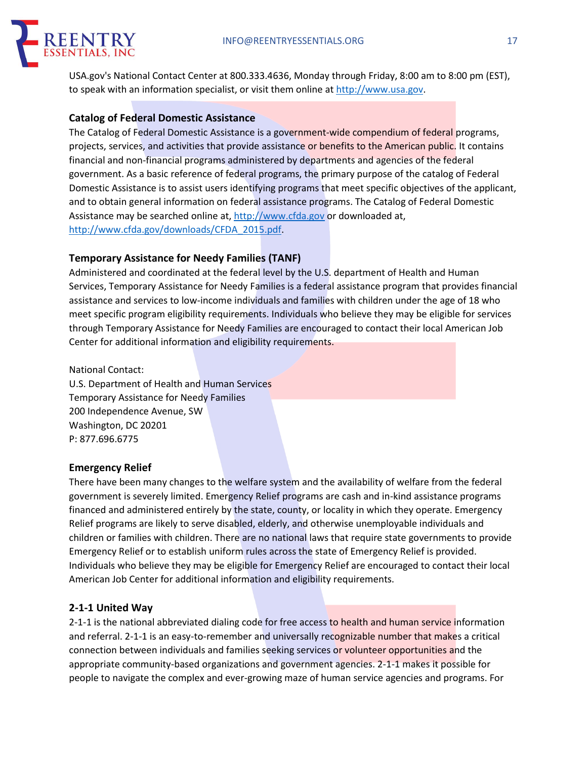USA.gov's National Contact Center at 800.333.4636, Monday through Friday, 8:00 am to 8:00 pm (EST), to speak with an information specialist, or visit them online at http://www.usa.gov.

### Catalog of Federal Domestic Assistance

The Catalog of Federal Domestic Assistance is a government-wide compendium of federal programs, projects, services, and activities that provide assistance or benefits to the American public. It contains financial and non-financial programs administered by departments and agencies of the federal government. As a basic reference of federal programs, the primary purpose of the catalog of Federal Domestic Assistance is to assist users identifying programs that meet specific objectives of the applicant, and to obtain general information on federal assistance programs. The Catalog of Federal Domestic Assistance may be searched online at, http://www.cfda.gov or downloaded at, http://www.cfda.gov/downloads/CFDA_2015.pdf.

### Temporary Assistance for Needy Families (TANF)

Administered and coordinated at the federal level by the U.S. department of Health and Human Services, Temporary Assistance for Needy Families is a federal assistance program that provides financial assistance and services to low-income individuals and families with children under the age of 18 who meet specific program eligibility requirements. Individuals who believe they may be eligible for services through Temporary Assistance for Needy Families are encouraged to contact their local American Job Center for additional information and eligibility requirements.

National Contact:
U.S. Department of Health and Human Services
Temporary Assistance for Needy Families
200 Independence Avenue, SW
Washington, DC 20201
P: 877.696.6775

### Emergency Relief

There have been many changes to the welfare system and the availability of welfare from the federal government is severely limited. Emergency Relief programs are cash and in-kind assistance programs financed and administered entirely by the state, county, or locality in which they operate. Emergency Relief programs are likely to serve disabled, elderly, and otherwise unemployable individuals and children or families with children. There are no national laws that require state governments to provide Emergency Relief or to establish uniform rules across the state of Emergency Relief is provided. Individuals who believe they may be eligible for Emergency Relief are encouraged to contact their local American Job Center for additional information and eligibility requirements.

### 2-1-1 United Way

2-1-1 is the national abbreviated dialing code for free access to health and human service information and referral. 2-1-1 is an easy-to-remember and universally recognizable number that makes a critical connection between individuals and families seeking services or volunteer opportunities and the appropriate community-based organizations and government agencies. 2-1-1 makes it possible for people to navigate the complex and ever-growing maze of human service agencies and programs. For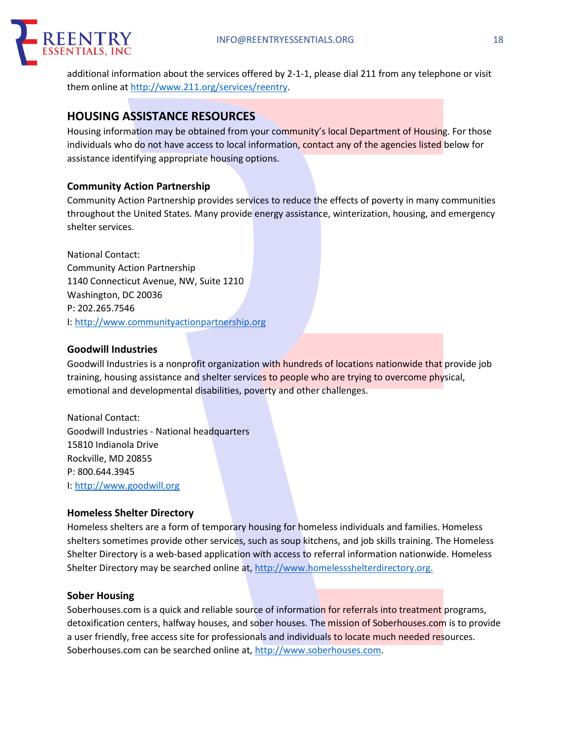additional information about the services offered by 2-1-1, please dial 211 from any telephone or visit them online at http://www.211.org/services/reentry.

## HOUSING ASSISTANCE RESOURCES

Housing information may be obtained from your community's local Department of Housing. For those individuals who do not have access to local information, contact any of the agencies listed below for assistance identifying appropriate housing options.

### Community Action Partnership

Community Action Partnership provides services to reduce the effects of poverty in many communities throughout the United States. Many provide energy assistance, winterization, housing, and emergency shelter services.

National Contact:
Community Action Partnership
1140 Connecticut Avenue, NW, Suite 1210
Washington, DC 20036
P: 202.265.7546
I: http://www.communityactionpartnership.org

### Goodwill Industries

Goodwill Industries is a nonprofit organization with hundreds of locations nationwide that provide job training, housing assistance and shelter services to people who are trying to overcome physical, emotional and developmental disabilities, poverty and other challenges.

National Contact:
Goodwill Industries - National headquarters
15810 Indianola Drive
Rockville, MD 20855
P: 800.644.3945
I: http://www.goodwill.org

### Homeless Shelter Directory

Homeless shelters are a form of temporary housing for homeless individuals and families. Homeless shelters sometimes provide other services, such as soup kitchens, and job skills training. The Homeless Shelter Directory is a web-based application with access to referral information nationwide. Homeless Shelter Directory may be searched online at, http://www.homelessshelterdirectory.org.

### Sober Housing

Soberhouses.com is a quick and reliable source of information for referrals into treatment programs, detoxification centers, halfway houses, and sober houses. The mission of Soberhouses.com is to provide a user friendly, free access site for professionals and individuals to locate much needed resources. Soberhouses.com can be searched online at, http://www.soberhouses.com.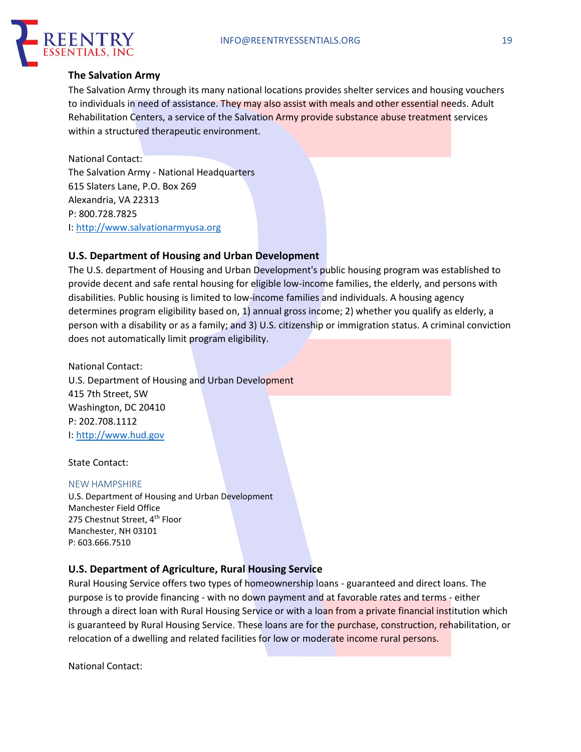### The Salvation Army

The Salvation Army through its many national locations provides shelter services and housing vouchers to individuals in need of assistance. They may also assist with meals and other essential needs. Adult Rehabilitation Centers, a service of the Salvation Army provide substance abuse treatment services within a structured therapeutic environment.

National Contact:
The Salvation Army - National Headquarters
615 Slaters Lane, P.O. Box 269
Alexandria, VA 22313
P: 800.728.7825
I: http://www.salvationarmyusa.org

### U.S. Department of Housing and Urban Development

The U.S. department of Housing and Urban Development's public housing program was established to provide decent and safe rental housing for eligible low-income families, the elderly, and persons with disabilities. Public housing is limited to low-income families and individuals. A housing agency determines program eligibility based on, 1) annual gross income; 2) whether you qualify as elderly, a person with a disability or as a family; and 3) U.S. citizenship or immigration status. A criminal conviction does not automatically limit program eligibility.

National Contact:
U.S. Department of Housing and Urban Development
415 7th Street, SW
Washington, DC 20410
P: 202.708.1112
I: http://www.hud.gov

State Contact:

NEW HAMPSHIRE
U.S. Department of Housing and Urban Development
Manchester Field Office
275 Chestnut Street, 4th Floor
Manchester, NH 03101
P: 603.666.7510

### U.S. Department of Agriculture, Rural Housing Service

Rural Housing Service offers two types of homeownership loans - guaranteed and direct loans. The purpose is to provide financing - with no down payment and at favorable rates and terms - either through a direct loan with Rural Housing Service or with a loan from a private financial institution which is guaranteed by Rural Housing Service. These loans are for the purchase, construction, rehabilitation, or relocation of a dwelling and related facilities for low or moderate income rural persons.

National Contact: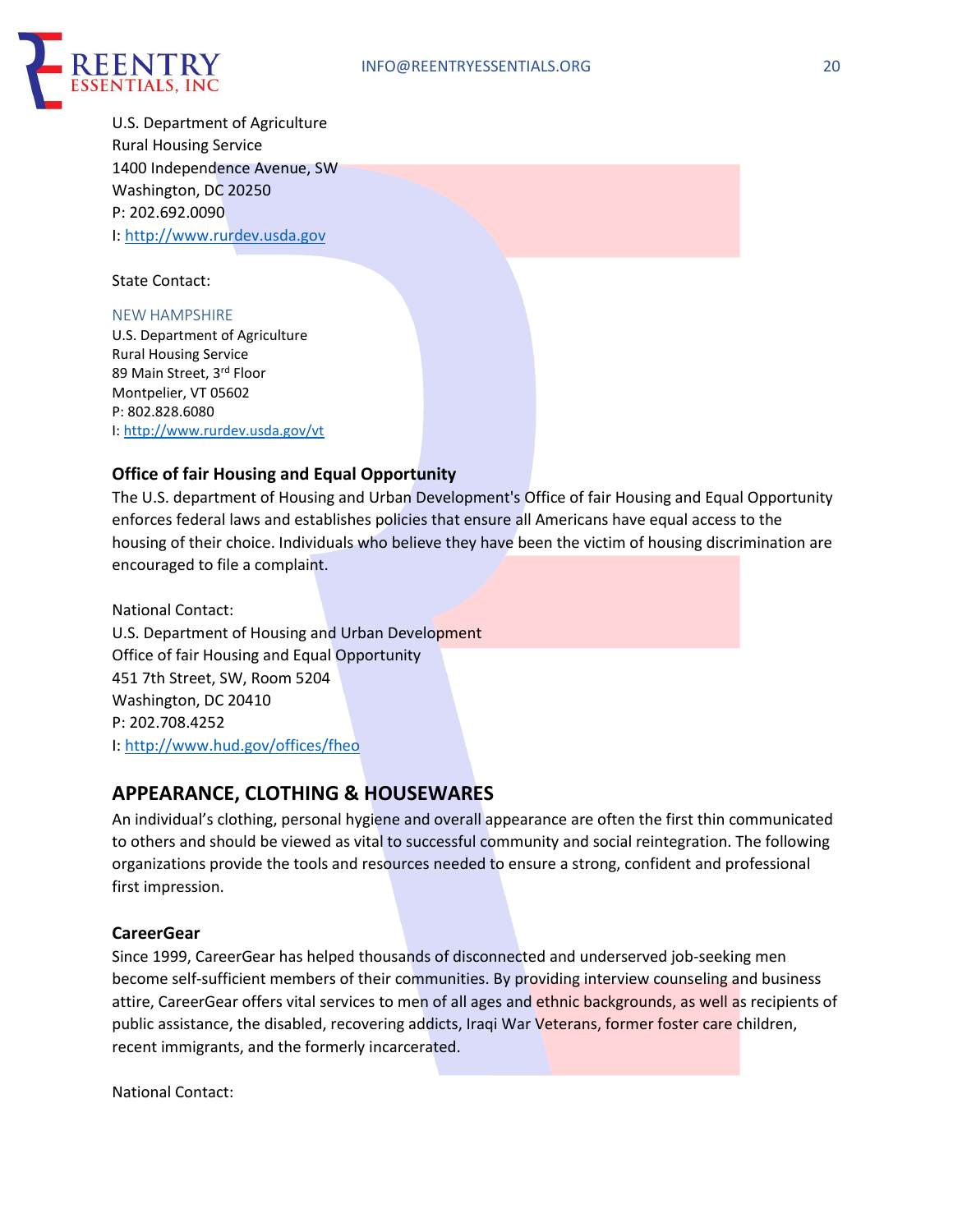U.S. Department of Agriculture
Rural Housing Service
1400 Independence Avenue, SW
Washington, DC 20250
P: 202.692.0090
I: http://www.rurdev.usda.gov

State Contact:

NEW HAMPSHIRE
U.S. Department of Agriculture
Rural Housing Service
89 Main Street, 3rd Floor
Montpelier, VT 05602
P: 802.828.6080
I: http://www.rurdev.usda.gov/vt

**Office of fair Housing and Equal Opportunity**

The U.S. department of Housing and Urban Development's Office of fair Housing and Equal Opportunity enforces federal laws and establishes policies that ensure all Americans have equal access to the housing of their choice. Individuals who believe they have been the victim of housing discrimination are encouraged to file a complaint.

National Contact:
U.S. Department of Housing and Urban Development
Office of fair Housing and Equal Opportunity
451 7th Street, SW, Room 5204
Washington, DC 20410
P: 202.708.4252
I: http://www.hud.gov/offices/fheo

## APPEARANCE, CLOTHING & HOUSEWARES

An individual's clothing, personal hygiene and overall appearance are often the first thin communicated to others and should be viewed as vital to successful community and social reintegration. The following organizations provide the tools and resources needed to ensure a strong, confident and professional first impression.

**CareerGear**

Since 1999, CareerGear has helped thousands of disconnected and underserved job-seeking men become self-sufficient members of their communities. By providing interview counseling and business attire, CareerGear offers vital services to men of all ages and ethnic backgrounds, as well as recipients of public assistance, the disabled, recovering addicts, Iraqi War Veterans, former foster care children, recent immigrants, and the formerly incarcerated.

National Contact: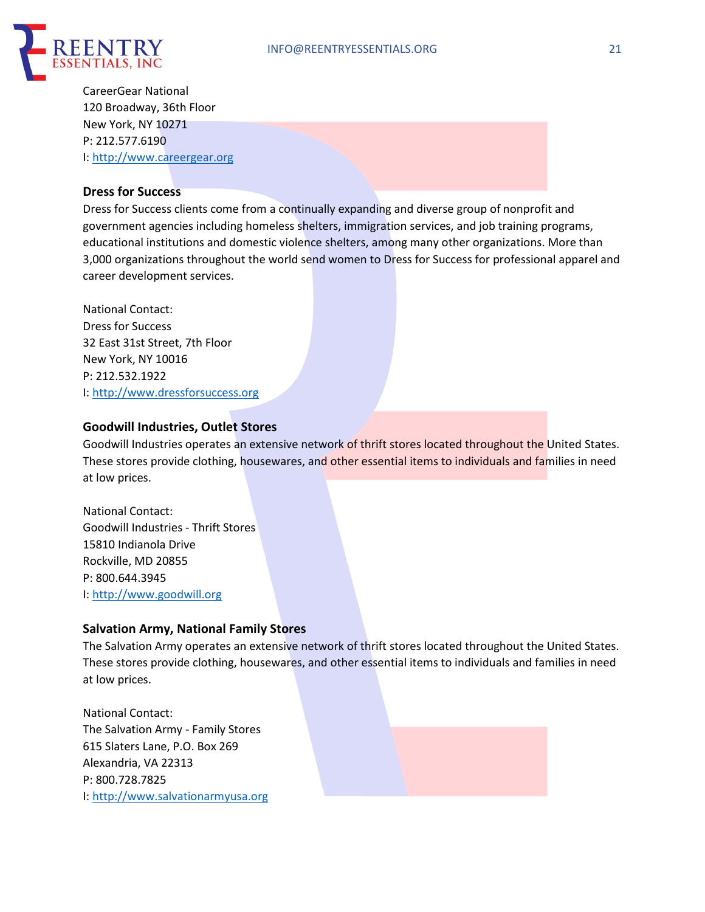CareerGear National
120 Broadway, 36th Floor
New York, NY 10271
P: 212.577.6190
I: http://www.careergear.org

**Dress for Success**

Dress for Success clients come from a continually expanding and diverse group of nonprofit and government agencies including homeless shelters, immigration services, and job training programs, educational institutions and domestic violence shelters, among many other organizations. More than 3,000 organizations throughout the world send women to Dress for Success for professional apparel and career development services.

National Contact:
Dress for Success
32 East 31st Street, 7th Floor
New York, NY 10016
P: 212.532.1922
I: http://www.dressforsuccess.org

**Goodwill Industries, Outlet Stores**

Goodwill Industries operates an extensive network of thrift stores located throughout the United States. These stores provide clothing, housewares, and other essential items to individuals and families in need at low prices.

National Contact:
Goodwill Industries - Thrift Stores
15810 Indianola Drive
Rockville, MD 20855
P: 800.644.3945
I: http://www.goodwill.org

**Salvation Army, National Family Stores**

The Salvation Army operates an extensive network of thrift stores located throughout the United States. These stores provide clothing, housewares, and other essential items to individuals and families in need at low prices.

National Contact:
The Salvation Army - Family Stores
615 Slaters Lane, P.O. Box 269
Alexandria, VA 22313
P: 800.728.7825
I: http://www.salvationarmyusa.org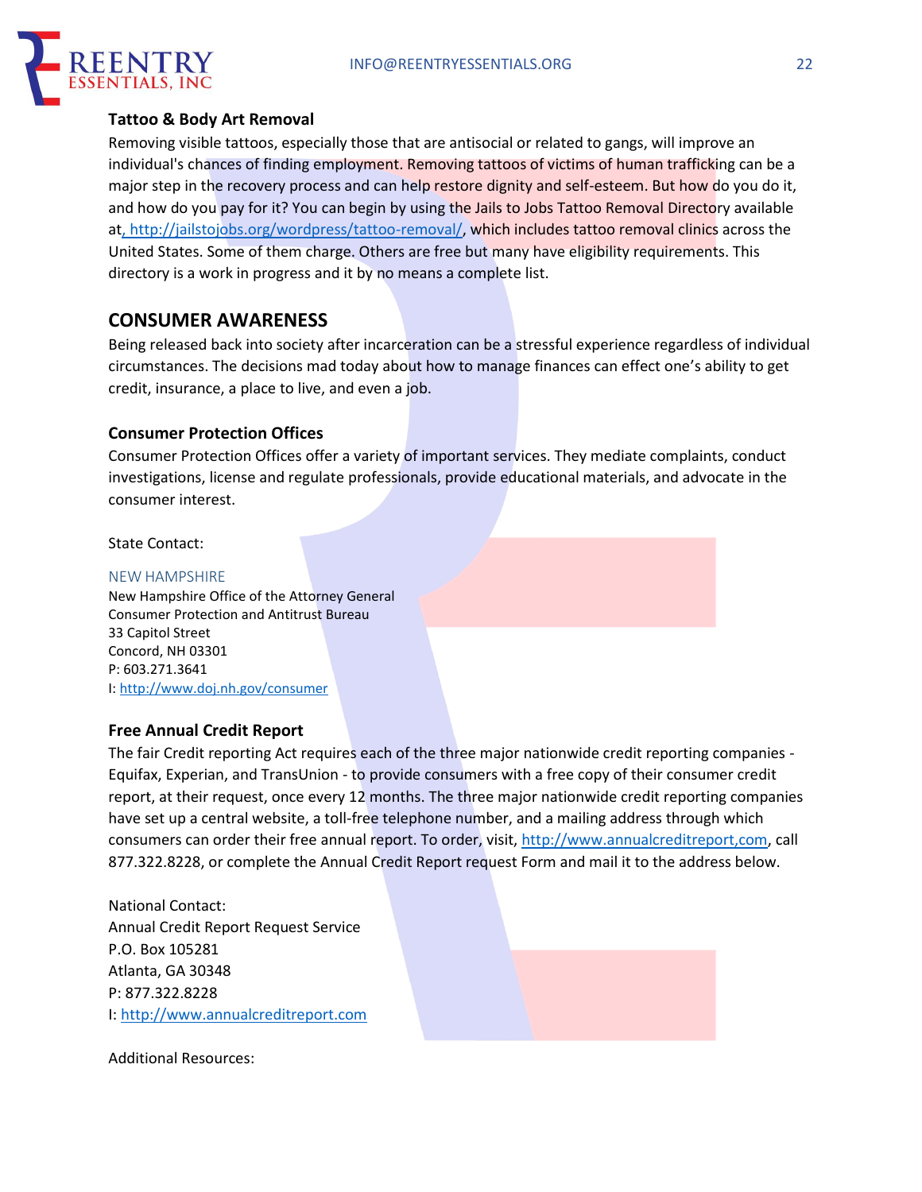### Tattoo & Body Art Removal

Removing visible tattoos, especially those that are antisocial or related to gangs, will improve an individual's chances of finding employment. Removing tattoos of victims of human trafficking can be a major step in the recovery process and can help restore dignity and self-esteem. But how do you do it, and how do you pay for it? You can begin by using the Jails to Jobs Tattoo Removal Directory available at, http://jailstojobs.org/wordpress/tattoo-removal/, which includes tattoo removal clinics across the United States. Some of them charge. Others are free but many have eligibility requirements. This directory is a work in progress and it by no means a complete list.

## CONSUMER AWARENESS

Being released back into society after incarceration can be a stressful experience regardless of individual circumstances. The decisions mad today about how to manage finances can effect one's ability to get credit, insurance, a place to live, and even a job.

### Consumer Protection Offices

Consumer Protection Offices offer a variety of important services. They mediate complaints, conduct investigations, license and regulate professionals, provide educational materials, and advocate in the consumer interest.

State Contact:

NEW HAMPSHIRE
New Hampshire Office of the Attorney General
Consumer Protection and Antitrust Bureau
33 Capitol Street
Concord, NH 03301
P: 603.271.3641
I: http://www.doj.nh.gov/consumer

### Free Annual Credit Report

The fair Credit reporting Act requires each of the three major nationwide credit reporting companies - Equifax, Experian, and TransUnion - to provide consumers with a free copy of their consumer credit report, at their request, once every 12 months. The three major nationwide credit reporting companies have set up a central website, a toll-free telephone number, and a mailing address through which consumers can order their free annual report. To order, visit, http://www.annualcreditreport,com, call 877.322.8228, or complete the Annual Credit Report request Form and mail it to the address below.

National Contact:
Annual Credit Report Request Service
P.O. Box 105281
Atlanta, GA 30348
P: 877.322.8228
I: http://www.annualcreditreport.com

Additional Resources: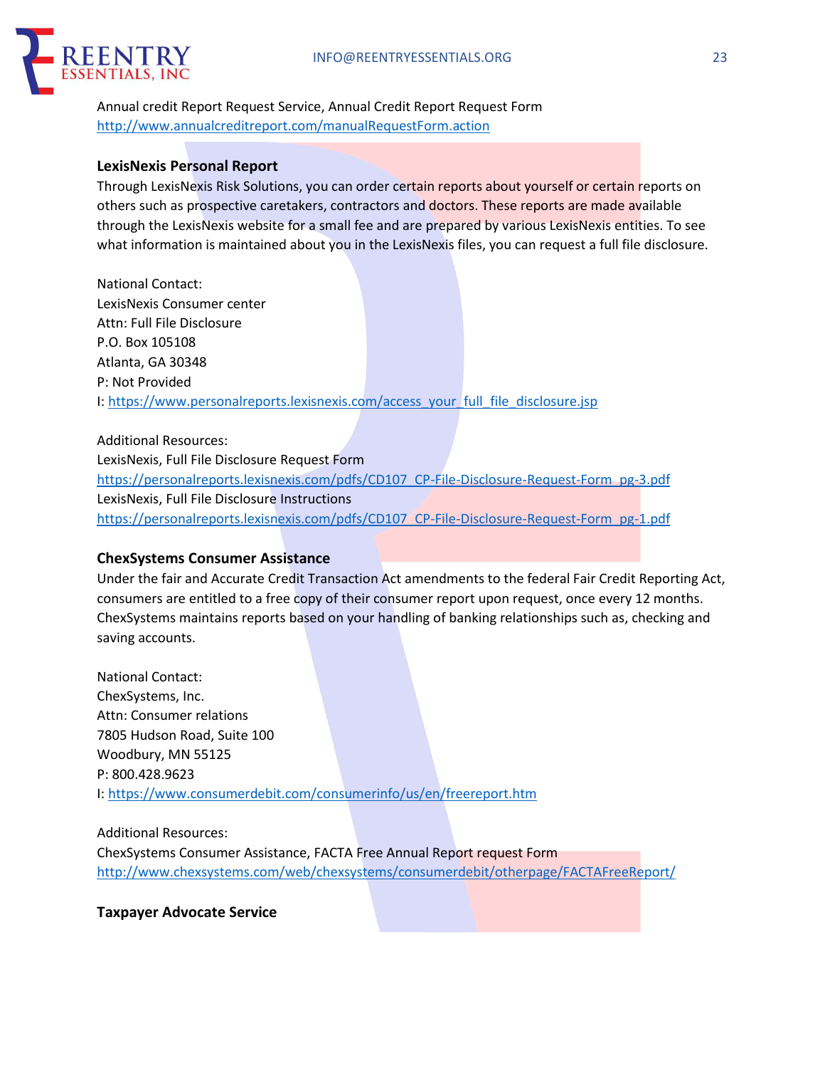Annual credit Report Request Service, Annual Credit Report Request Form
http://www.annualcreditreport.com/manualRequestForm.action

**LexisNexis Personal Report**

Through LexisNexis Risk Solutions, you can order certain reports about yourself or certain reports on others such as prospective caretakers, contractors and doctors. These reports are made available through the LexisNexis website for a small fee and are prepared by various LexisNexis entities. To see what information is maintained about you in the LexisNexis files, you can request a full file disclosure.

National Contact:
LexisNexis Consumer center
Attn: Full File Disclosure
P.O. Box 105108
Atlanta, GA 30348
P: Not Provided
I: https://www.personalreports.lexisnexis.com/access_your_full_file_disclosure.jsp

Additional Resources:
LexisNexis, Full File Disclosure Request Form
https://personalreports.lexisnexis.com/pdfs/CD107_CP-File-Disclosure-Request-Form_pg-3.pdf
LexisNexis, Full File Disclosure Instructions
https://personalreports.lexisnexis.com/pdfs/CD107_CP-File-Disclosure-Request-Form_pg-1.pdf

**ChexSystems Consumer Assistance**

Under the fair and Accurate Credit Transaction Act amendments to the federal Fair Credit Reporting Act, consumers are entitled to a free copy of their consumer report upon request, once every 12 months. ChexSystems maintains reports based on your handling of banking relationships such as, checking and saving accounts.

National Contact:
ChexSystems, Inc.
Attn: Consumer relations
7805 Hudson Road, Suite 100
Woodbury, MN 55125
P: 800.428.9623
I: https://www.consumerdebit.com/consumerinfo/us/en/freereport.htm

Additional Resources:
ChexSystems Consumer Assistance, FACTA Free Annual Report request Form
http://www.chexsystems.com/web/chexsystems/consumerdebit/otherpage/FACTAFreeReport/

**Taxpayer Advocate Service**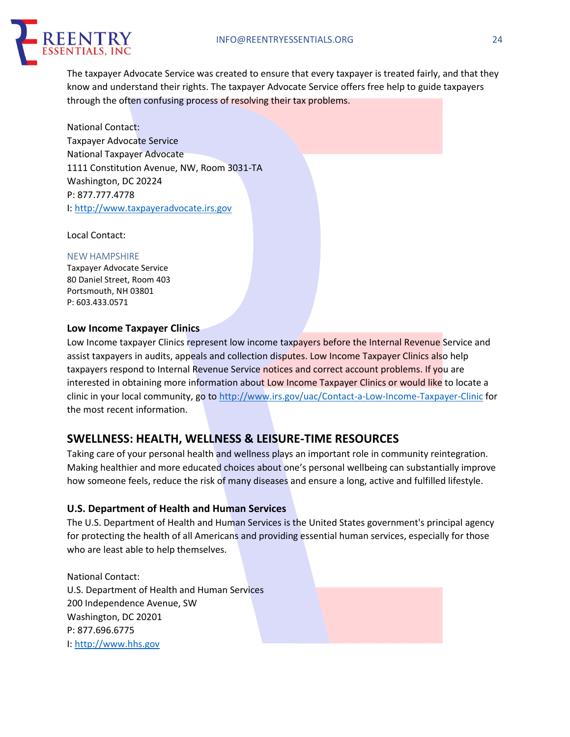The taxpayer Advocate Service was created to ensure that every taxpayer is treated fairly, and that they know and understand their rights. The taxpayer Advocate Service offers free help to guide taxpayers through the often confusing process of resolving their tax problems.

National Contact:
Taxpayer Advocate Service
National Taxpayer Advocate
1111 Constitution Avenue, NW, Room 3031-TA
Washington, DC 20224
P: 877.777.4778
I: http://www.taxpayeradvocate.irs.gov

Local Contact:

NEW HAMPSHIRE
Taxpayer Advocate Service
80 Daniel Street, Room 403
Portsmouth, NH 03801
P: 603.433.0571

### Low Income Taxpayer Clinics

Low Income taxpayer Clinics represent low income taxpayers before the Internal Revenue Service and assist taxpayers in audits, appeals and collection disputes. Low Income Taxpayer Clinics also help taxpayers respond to Internal Revenue Service notices and correct account problems. If you are interested in obtaining more information about Low Income Taxpayer Clinics or would like to locate a clinic in your local community, go to http://www.irs.gov/uac/Contact-a-Low-Income-Taxpayer-Clinic for the most recent information.

## SWELLNESS: HEALTH, WELLNESS & LEISURE-TIME RESOURCES

Taking care of your personal health and wellness plays an important role in community reintegration. Making healthier and more educated choices about one's personal wellbeing can substantially improve how someone feels, reduce the risk of many diseases and ensure a long, active and fulfilled lifestyle.

### U.S. Department of Health and Human Services

The U.S. Department of Health and Human Services is the United States government's principal agency for protecting the health of all Americans and providing essential human services, especially for those who are least able to help themselves.

National Contact:
U.S. Department of Health and Human Services
200 Independence Avenue, SW
Washington, DC 20201
P: 877.696.6775
I: http://www.hhs.gov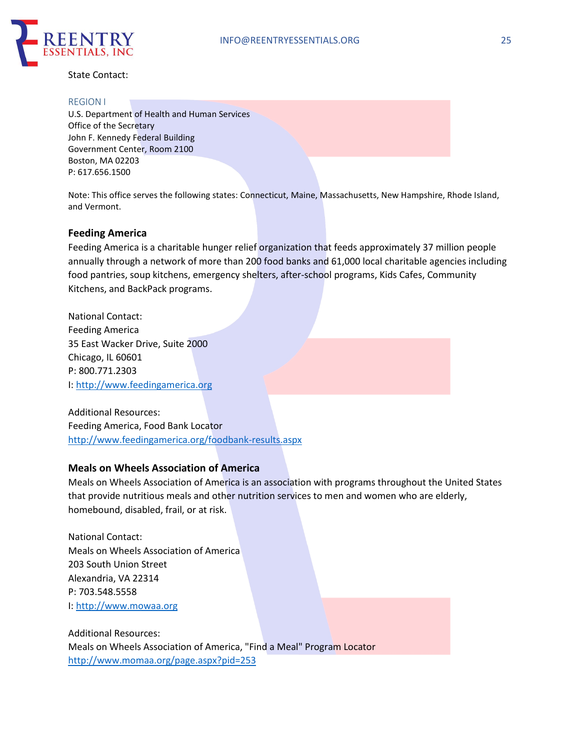State Contact:

REGION I
U.S. Department of Health and Human Services
Office of the Secretary
John F. Kennedy Federal Building
Government Center, Room 2100
Boston, MA 02203
P: 617.656.1500

Note: This office serves the following states: Connecticut, Maine, Massachusetts, New Hampshire, Rhode Island, and Vermont.

**Feeding America**

Feeding America is a charitable hunger relief organization that feeds approximately 37 million people annually through a network of more than 200 food banks and 61,000 local charitable agencies including food pantries, soup kitchens, emergency shelters, after-school programs, Kids Cafes, Community Kitchens, and BackPack programs.

National Contact:
Feeding America
35 East Wacker Drive, Suite 2000
Chicago, IL 60601
P: 800.771.2303
I: http://www.feedingamerica.org

Additional Resources:
Feeding America, Food Bank Locator
http://www.feedingamerica.org/foodbank-results.aspx

**Meals on Wheels Association of America**

Meals on Wheels Association of America is an association with programs throughout the United States that provide nutritious meals and other nutrition services to men and women who are elderly, homebound, disabled, frail, or at risk.

National Contact:
Meals on Wheels Association of America
203 South Union Street
Alexandria, VA 22314
P: 703.548.5558
I: http://www.mowaa.org

Additional Resources:
Meals on Wheels Association of America, "Find a Meal" Program Locator
http://www.momaa.org/page.aspx?pid=253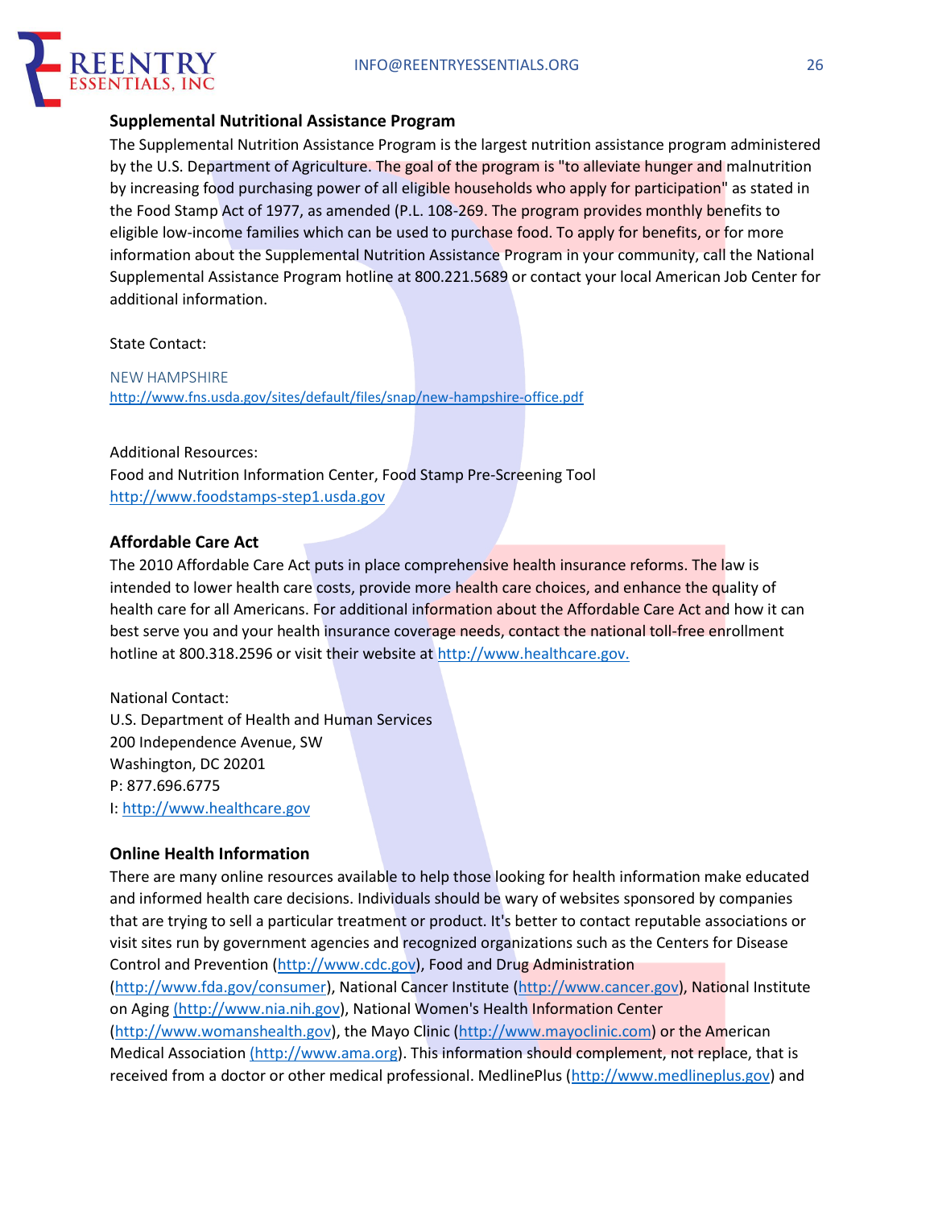### Supplemental Nutritional Assistance Program

The Supplemental Nutrition Assistance Program is the largest nutrition assistance program administered by the U.S. Department of Agriculture. The goal of the program is "to alleviate hunger and malnutrition by increasing food purchasing power of all eligible households who apply for participation" as stated in the Food Stamp Act of 1977, as amended (P.L. 108-269. The program provides monthly benefits to eligible low-income families which can be used to purchase food. To apply for benefits, or for more information about the Supplemental Nutrition Assistance Program in your community, call the National Supplemental Assistance Program hotline at 800.221.5689 or contact your local American Job Center for additional information.

State Contact:

NEW HAMPSHIRE
http://www.fns.usda.gov/sites/default/files/snap/new-hampshire-office.pdf

Additional Resources:
Food and Nutrition Information Center, Food Stamp Pre-Screening Tool
http://www.foodstamps-step1.usda.gov

### Affordable Care Act

The 2010 Affordable Care Act puts in place comprehensive health insurance reforms. The law is intended to lower health care costs, provide more health care choices, and enhance the quality of health care for all Americans. For additional information about the Affordable Care Act and how it can best serve you and your health insurance coverage needs, contact the national toll-free enrollment hotline at 800.318.2596 or visit their website at http://www.healthcare.gov.

National Contact:
U.S. Department of Health and Human Services
200 Independence Avenue, SW
Washington, DC 20201
P: 877.696.6775
I: http://www.healthcare.gov

### Online Health Information

There are many online resources available to help those looking for health information make educated and informed health care decisions. Individuals should be wary of websites sponsored by companies that are trying to sell a particular treatment or product. It's better to contact reputable associations or visit sites run by government agencies and recognized organizations such as the Centers for Disease Control and Prevention (http://www.cdc.gov), Food and Drug Administration (http://www.fda.gov/consumer), National Cancer Institute (http://www.cancer.gov), National Institute on Aging (http://www.nia.nih.gov), National Women's Health Information Center (http://www.womanshealth.gov), the Mayo Clinic (http://www.mayoclinic.com) or the American Medical Association (http://www.ama.org). This information should complement, not replace, that is received from a doctor or other medical professional. MedlinePlus (http://www.medlineplus.gov) and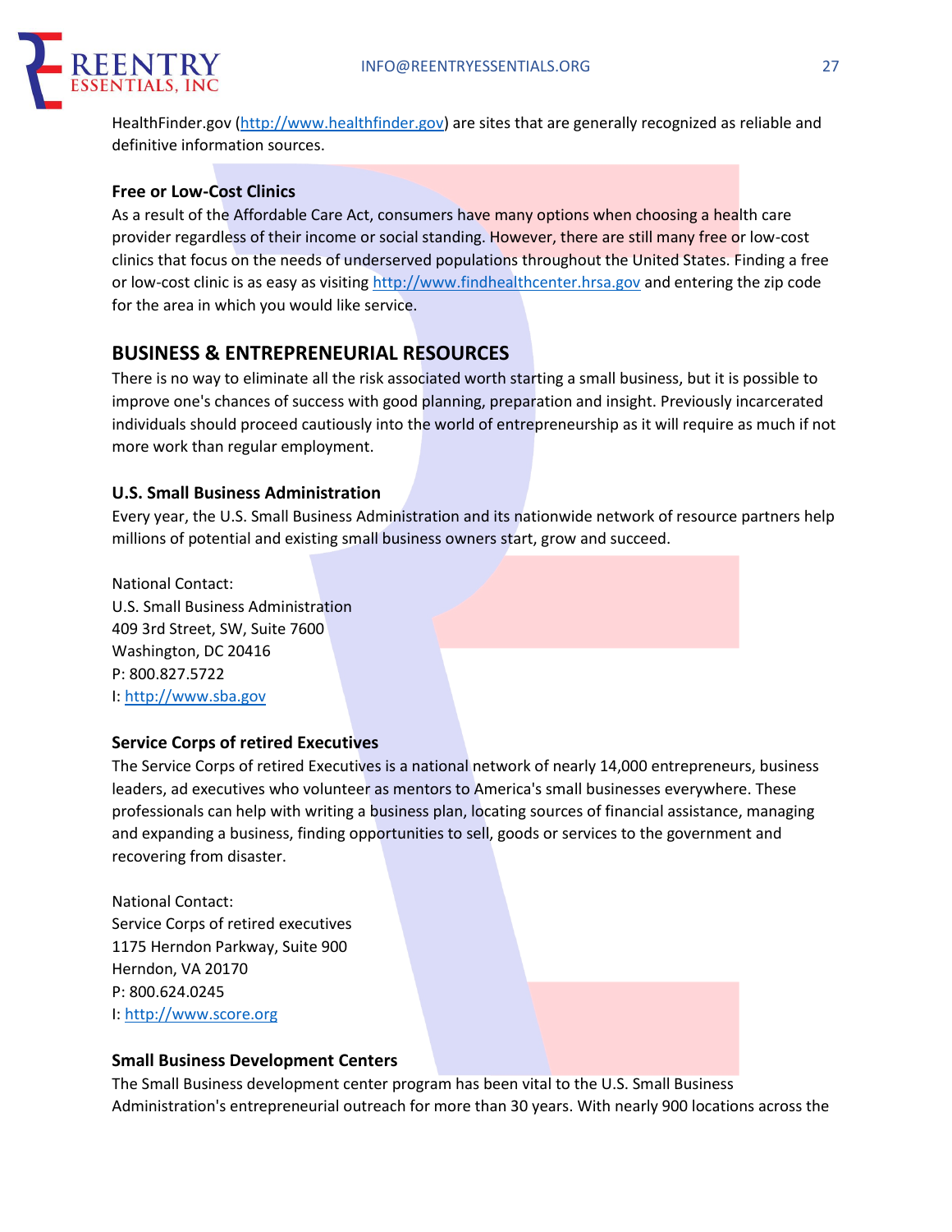HealthFinder.gov (http://www.healthfinder.gov) are sites that are generally recognized as reliable and definitive information sources.

### Free or Low-Cost Clinics

As a result of the Affordable Care Act, consumers have many options when choosing a health care provider regardless of their income or social standing. However, there are still many free or low-cost clinics that focus on the needs of underserved populations throughout the United States. Finding a free or low-cost clinic is as easy as visiting http://www.findhealthcenter.hrsa.gov and entering the zip code for the area in which you would like service.

## BUSINESS & ENTREPRENEURIAL RESOURCES

There is no way to eliminate all the risk associated worth starting a small business, but it is possible to improve one's chances of success with good planning, preparation and insight. Previously incarcerated individuals should proceed cautiously into the world of entrepreneurship as it will require as much if not more work than regular employment.

### U.S. Small Business Administration

Every year, the U.S. Small Business Administration and its nationwide network of resource partners help millions of potential and existing small business owners start, grow and succeed.

National Contact:
U.S. Small Business Administration
409 3rd Street, SW, Suite 7600
Washington, DC 20416
P: 800.827.5722
I: http://www.sba.gov

### Service Corps of retired Executives

The Service Corps of retired Executives is a national network of nearly 14,000 entrepreneurs, business leaders, ad executives who volunteer as mentors to America's small businesses everywhere. These professionals can help with writing a business plan, locating sources of financial assistance, managing and expanding a business, finding opportunities to sell, goods or services to the government and recovering from disaster.

National Contact:
Service Corps of retired executives
1175 Herndon Parkway, Suite 900
Herndon, VA 20170
P: 800.624.0245
I: http://www.score.org

### Small Business Development Centers

The Small Business development center program has been vital to the U.S. Small Business Administration's entrepreneurial outreach for more than 30 years. With nearly 900 locations across the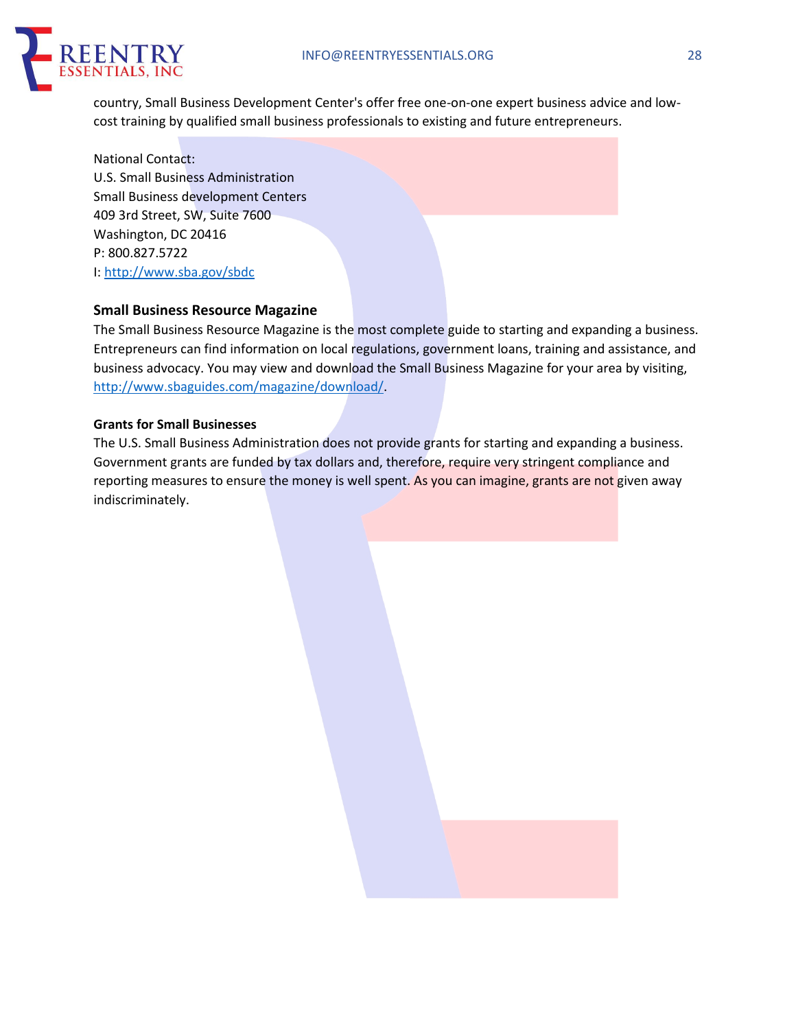country, Small Business Development Center's offer free one-on-one expert business advice and low-cost training by qualified small business professionals to existing and future entrepreneurs.

National Contact:
U.S. Small Business Administration
Small Business development Centers
409 3rd Street, SW, Suite 7600
Washington, DC 20416
P: 800.827.5722
I: http://www.sba.gov/sbdc

### Small Business Resource Magazine

The Small Business Resource Magazine is the most complete guide to starting and expanding a business. Entrepreneurs can find information on local regulations, government loans, training and assistance, and business advocacy. You may view and download the Small Business Magazine for your area by visiting, http://www.sbaguides.com/magazine/download/.

#### Grants for Small Businesses

The U.S. Small Business Administration does not provide grants for starting and expanding a business. Government grants are funded by tax dollars and, therefore, require very stringent compliance and reporting measures to ensure the money is well spent. As you can imagine, grants are not given away indiscriminately.